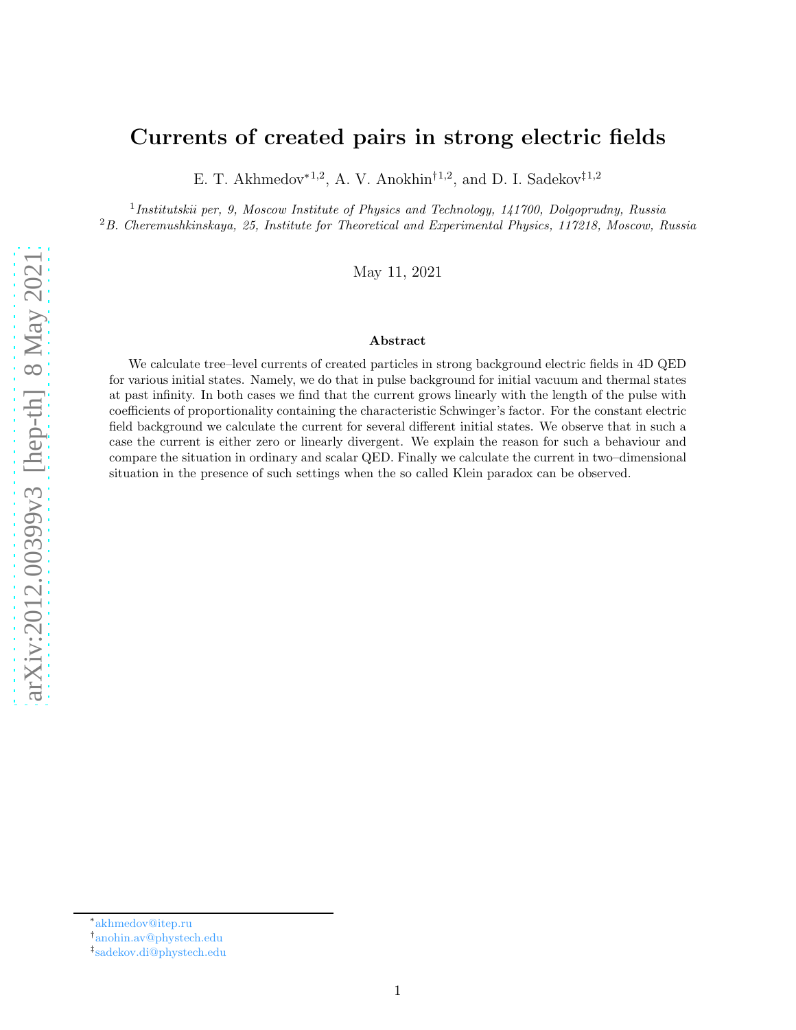# Currents of created pairs in strong electric fields

E. T. Akhmedov*[1,2], A. V. Anokhin†[1,2], and D. I. Sadekov‡[1,2]

[1] *Institutskii per, 9, Moscow Institute of Physics and Technology, 141700, Dolgoprudny, Russia*
[2] *B. Cheremushkinskaya, 25, Institute for Theoretical and Experimental Physics, 117218, Moscow, Russia*

May 11, 2021

### Abstract

We calculate tree–level currents of created particles in strong background electric fields in 4D QED for various initial states. Namely, we do that in pulse background for initial vacuum and thermal states at past infinity. In both cases we find that the current grows linearly with the length of the pulse with coefficients of proportionality containing the characteristic Schwinger's factor. For the constant electric field background we calculate the current for several different initial states. We observe that in such a case the current is either zero or linearly divergent. We explain the reason for such a behaviour and compare the situation in ordinary and scalar QED. Finally we calculate the current in two–dimensional situation in the presence of such settings when the so called Klein paradox can be observed.

---

*akhmedov@itep.ru
†anohin.av@phystech.edu
‡sadekov.di@phystech.edu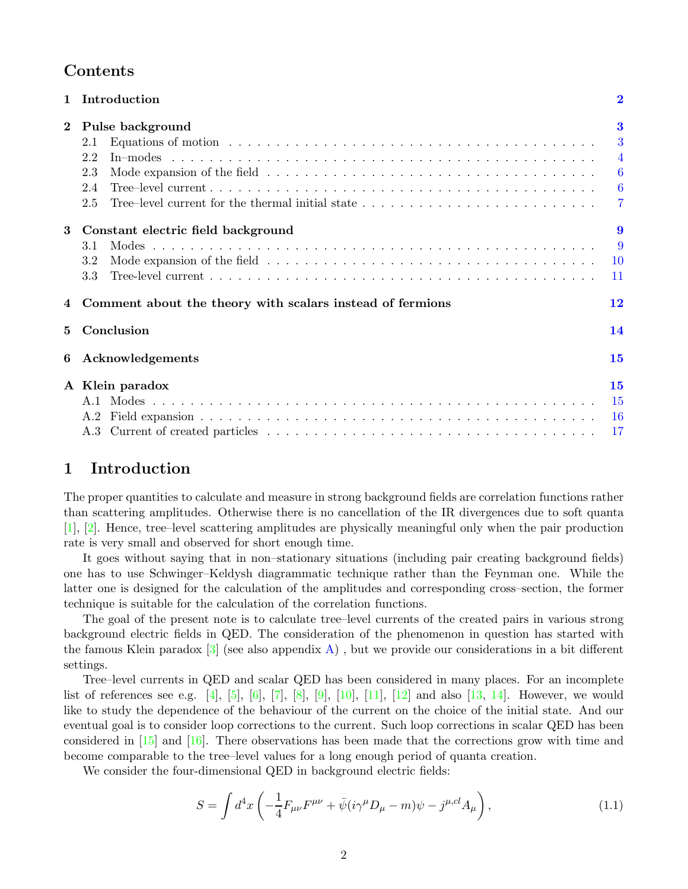## Contents

| | | |
|---|---|---|
| **1** | **Introduction** | **2** |
| **2** | **Pulse background** | **3** |
| 2.1 | Equations of motion | 3 |
| 2.2 | In–modes | 4 |
| 2.3 | Mode expansion of the field | 6 |
| 2.4 | Tree–level current | 6 |
| 2.5 | Tree–level current for the thermal initial state | 7 |
| **3** | **Constant electric field background** | **9** |
| 3.1 | Modes | 9 |
| 3.2 | Mode expansion of the field | 10 |
| 3.3 | Tree-level current | 11 |
| **4** | **Comment about the theory with scalars instead of fermions** | **12** |
| **5** | **Conclusion** | **14** |
| **6** | **Acknowledgements** | **15** |
| **A** | **Klein paradox** | **15** |
| A.1 | Modes | 15 |
| A.2 | Field expansion | 16 |
| A.3 | Current of created particles | 17 |

# 1 Introduction

The proper quantities to calculate and measure in strong background fields are correlation functions rather than scattering amplitudes. Otherwise there is no cancellation of the IR divergences due to soft quanta [1], [2]. Hence, tree–level scattering amplitudes are physically meaningful only when the pair production rate is very small and observed for short enough time.

It goes without saying that in non–stationary situations (including pair creating background fields) one has to use Schwinger–Keldysh diagrammatic technique rather than the Feynman one. While the latter one is designed for the calculation of the amplitudes and corresponding cross–section, the former technique is suitable for the calculation of the correlation functions.

The goal of the present note is to calculate tree–level currents of the created pairs in various strong background electric fields in QED. The consideration of the phenomenon in question has started with the famous Klein paradox [3] (see also appendix A) , but we provide our considerations in a bit different settings.

Tree–level currents in QED and scalar QED has been considered in many places. For an incomplete list of references see e.g. [4], [5], [6], [7], [8], [9], [10], [11], [12] and also [13, 14]. However, we would like to study the dependence of the behaviour of the current on the choice of the initial state. And our eventual goal is to consider loop corrections to the current. Such loop corrections in scalar QED has been considered in [15] and [16]. There observations has been made that the corrections grow with time and become comparable to the tree–level values for a long enough period of quanta creation.

We consider the four-dimensional QED in background electric fields:

$$S = \int d^4x \left( -\frac{1}{4} F_{\mu\nu} F^{\mu\nu} + \bar{\psi}(i\gamma^\mu D_\mu - m)\psi - j^{\mu,cl} A_\mu \right), \tag{1.1}$$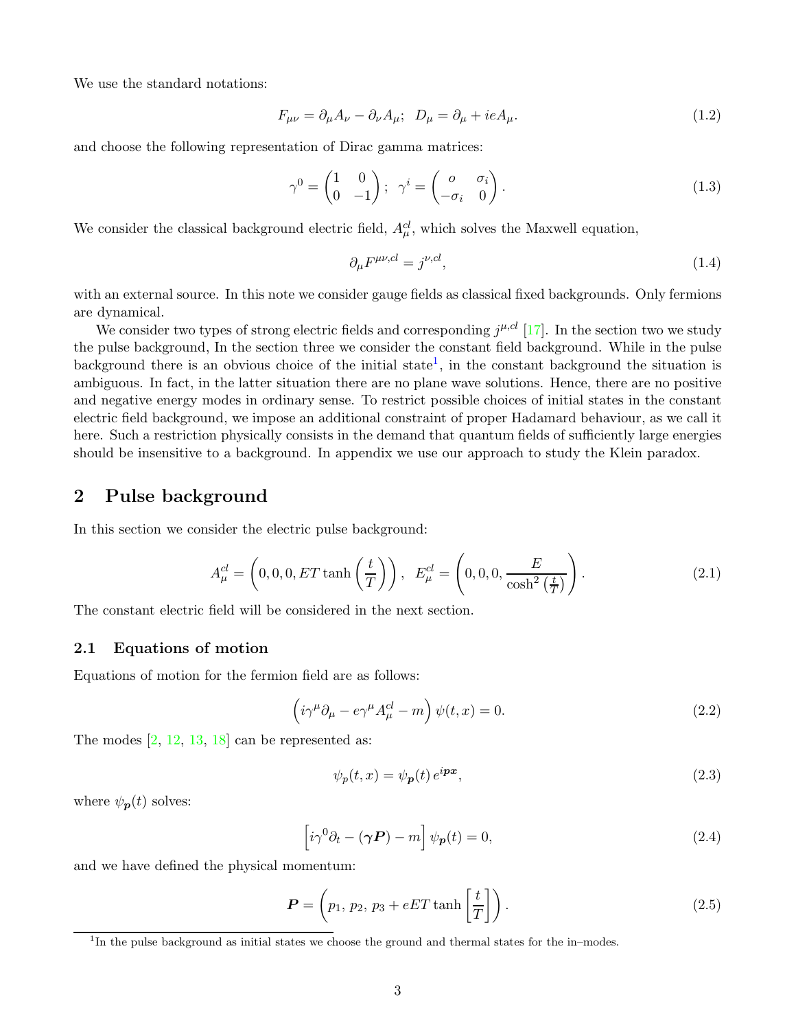We use the standard notations:

$$F_{\mu\nu} = \partial_\mu A_\nu - \partial_\nu A_\mu; \;\; D_\mu = \partial_\mu + ieA_\mu. \tag{1.2}$$

and choose the following representation of Dirac gamma matrices:

$$\gamma^0 = \begin{pmatrix} 1 & 0 \\ 0 & -1 \end{pmatrix}; \;\; \gamma^i = \begin{pmatrix} o & \sigma_i \\ -\sigma_i & 0 \end{pmatrix}. \tag{1.3}$$

We consider the classical background electric field, $A_\mu^{cl}$, which solves the Maxwell equation,

$$\partial_\mu F^{\mu\nu,cl} = j^{\nu,cl}, \tag{1.4}$$

with an external source. In this note we consider gauge fields as classical fixed backgrounds. Only fermions are dynamical.

We consider two types of strong electric fields and corresponding $j^{\mu,cl}$ [17]. In the section two we study the pulse background, In the section three we consider the constant field background. While in the pulse background there is an obvious choice of the initial state[1], in the constant background the situation is ambiguous. In fact, in the latter situation there are no plane wave solutions. Hence, there are no positive and negative energy modes in ordinary sense. To restrict possible choices of initial states in the constant electric field background, we impose an additional constraint of proper Hadamard behaviour, as we call it here. Such a restriction physically consists in the demand that quantum fields of sufficiently large energies should be insensitive to a background. In appendix we use our approach to study the Klein paradox.

## 2 Pulse background

In this section we consider the electric pulse background:

$$A_\mu^{cl} = \left(0, 0, 0, ET \tanh\left(\frac{t}{T}\right)\right), \;\; E_\mu^{cl} = \left(0, 0, 0, \frac{E}{\cosh^2\left(\frac{t}{T}\right)}\right). \tag{2.1}$$

The constant electric field will be considered in the next section.

### 2.1 Equations of motion

Equations of motion for the fermion field are as follows:

$$\left(i\gamma^\mu \partial_\mu - e\gamma^\mu A_\mu^{cl} - m\right)\psi(t, x) = 0. \tag{2.2}$$

The modes [2, 12, 13, 18] can be represented as:

$$\psi_p(t, x) = \psi_{\boldsymbol{p}}(t)\, e^{i\boldsymbol{p}\boldsymbol{x}}, \tag{2.3}$$

where $\psi_{\boldsymbol{p}}(t)$ solves:

$$\left[i\gamma^0 \partial_t - (\boldsymbol{\gamma}\boldsymbol{P}) - m\right]\psi_{\boldsymbol{p}}(t) = 0, \tag{2.4}$$

and we have defined the physical momentum:

$$\boldsymbol{P} = \left(p_1,\, p_2,\, p_3 + eET \tanh\left[\frac{t}{T}\right]\right). \tag{2.5}$$

[1] In the pulse background as initial states we choose the ground and thermal states for the in–modes.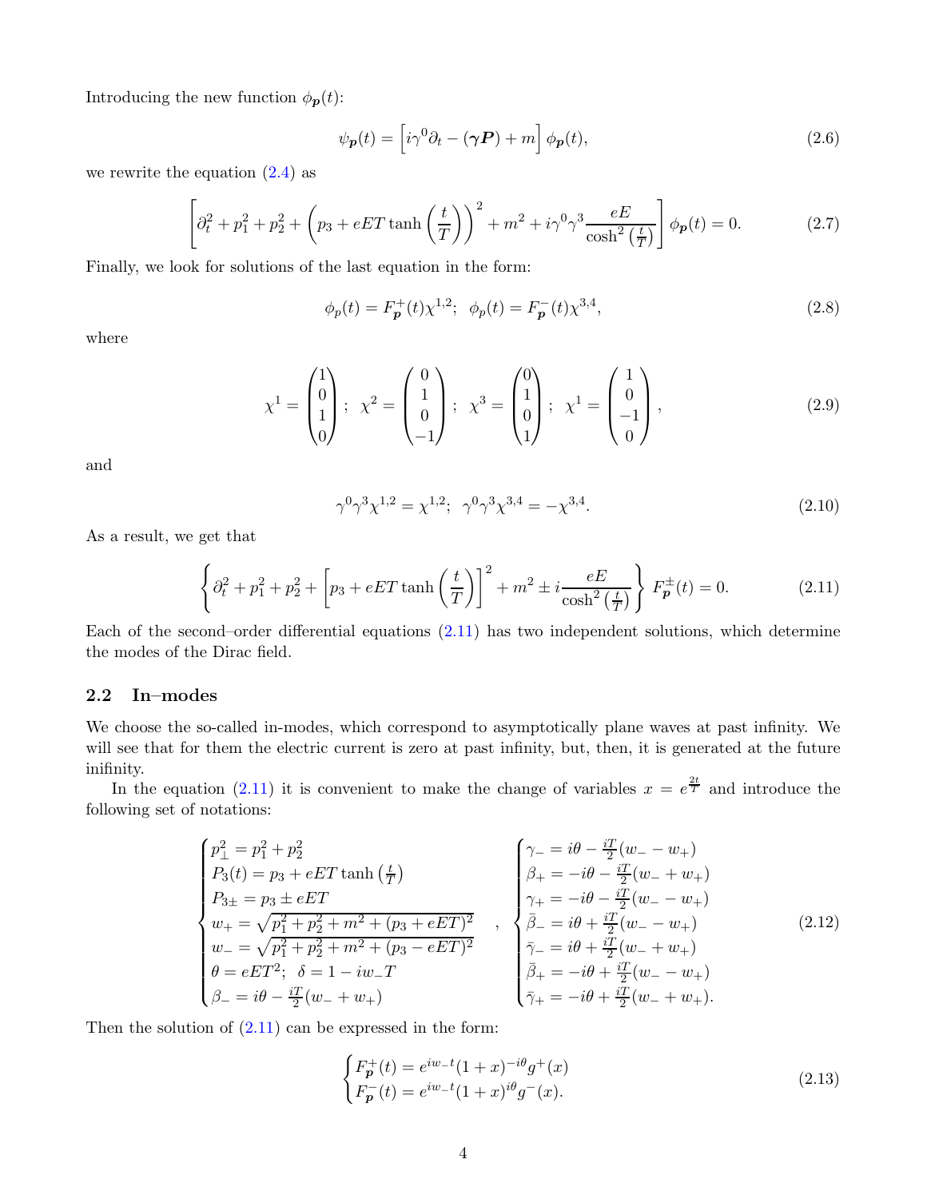Introducing the new function $\phi_{\boldsymbol{p}}(t)$:

$$\psi_{\boldsymbol{p}}(t) = \left[i\gamma^0\partial_t - (\boldsymbol{\gamma P}) + m\right]\phi_{\boldsymbol{p}}(t), \tag{2.6}$$

we rewrite the equation (2.4) as

$$\left[\partial_t^2 + p_1^2 + p_2^2 + \left(p_3 + eET\tanh\left(\frac{t}{T}\right)\right)^2 + m^2 + i\gamma^0\gamma^3\frac{eE}{\cosh^2\left(\frac{t}{T}\right)}\right]\phi_{\boldsymbol{p}}(t) = 0. \tag{2.7}$$

Finally, we look for solutions of the last equation in the form:

$$\phi_p(t) = F^+_{\boldsymbol{p}}(t)\chi^{1,2};\;\; \phi_p(t) = F^-_{\boldsymbol{p}}(t)\chi^{3,4}, \tag{2.8}$$

where

$$\chi^1 = \begin{pmatrix}1\\0\\1\\0\end{pmatrix};\;\; \chi^2 = \begin{pmatrix}0\\1\\0\\-1\end{pmatrix};\;\; \chi^3 = \begin{pmatrix}0\\1\\0\\1\end{pmatrix};\;\; \chi^1 = \begin{pmatrix}1\\0\\-1\\0\end{pmatrix}, \tag{2.9}$$

and

$$\gamma^0\gamma^3\chi^{1,2} = \chi^{1,2};\;\; \gamma^0\gamma^3\chi^{3,4} = -\chi^{3,4}. \tag{2.10}$$

As a result, we get that

$$\left\{\partial_t^2 + p_1^2 + p_2^2 + \left[p_3 + eET\tanh\left(\frac{t}{T}\right)\right]^2 + m^2 \pm i\frac{eE}{\cosh^2\left(\frac{t}{T}\right)}\right\}F^\pm_{\boldsymbol{p}}(t) = 0. \tag{2.11}$$

Each of the second–order differential equations (2.11) has two independent solutions, which determine the modes of the Dirac field.

## 2.2 In–modes

We choose the so-called in-modes, which correspond to asymptotically plane waves at past infinity. We will see that for them the electric current is zero at past infinity, but, then, it is generated at the future inifinity.

In the equation (2.11) it is convenient to make the change of variables $x = e^{\frac{2t}{T}}$ and introduce the following set of notations:

$$\begin{cases} p_\perp^2 = p_1^2 + p_2^2 \\ P_3(t) = p_3 + eET\tanh\left(\frac{t}{T}\right) \\ P_{3\pm} = p_3 \pm eET \\ w_+ = \sqrt{p_1^2 + p_2^2 + m^2 + (p_3 + eET)^2} \\ w_- = \sqrt{p_1^2 + p_2^2 + m^2 + (p_3 - eET)^2} \\ \theta = eET^2;\;\; \delta = 1 - iw_- T \\ \beta_- = i\theta - \frac{iT}{2}(w_- + w_+) \end{cases}, \quad \begin{cases} \gamma_- = i\theta - \frac{iT}{2}(w_- - w_+) \\ \beta_+ = -i\theta - \frac{iT}{2}(w_- + w_+) \\ \gamma_+ = -i\theta - \frac{iT}{2}(w_- - w_+) \\ \bar\beta_- = i\theta + \frac{iT}{2}(w_- - w_+) \\ \bar\gamma_- = i\theta + \frac{iT}{2}(w_- + w_+) \\ \bar\beta_+ = -i\theta + \frac{iT}{2}(w_- - w_+) \\ \bar\gamma_+ = -i\theta + \frac{iT}{2}(w_- + w_+). \end{cases} \tag{2.12}$$

Then the solution of (2.11) can be expressed in the form:

$$\begin{cases} F^+_{\boldsymbol{p}}(t) = e^{iw_- t}(1+x)^{-i\theta}g^+(x) \\ F^-_{\boldsymbol{p}}(t) = e^{iw_- t}(1+x)^{i\theta}g^-(x). \end{cases} \tag{2.13}$$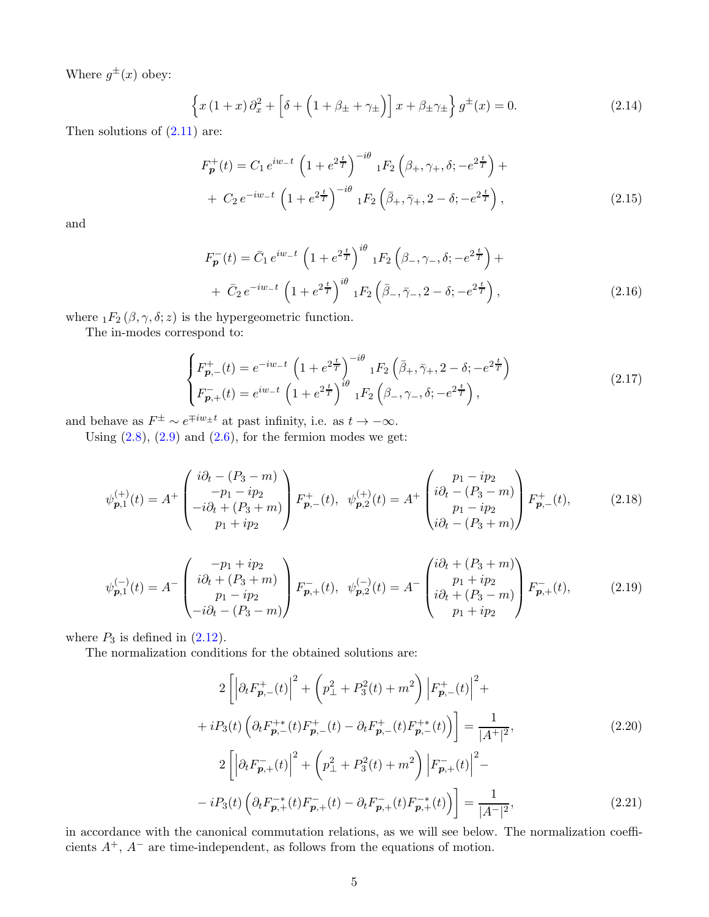Where $g^{\pm}(x)$ obey:

$$\left\{x\left(1+x\right)\partial_x^2+\left[\delta+\left(1+\beta_\pm+\gamma_\pm\right)\right]x+\beta_\pm\gamma_\pm\right\}g^{\pm}(x)=0. \tag{2.14}$$

Then solutions of (2.11) are:

$$\begin{aligned} F^+_{\boldsymbol{p}}(t) = C_1\, e^{iw_- t}\, \left(1+e^{2\frac{t}{T}}\right)^{-i\theta}\, {}_1F_2\left(\beta_+,\gamma_+,\delta;-e^{2\frac{t}{T}}\right) + \\ +\; C_2\, e^{-iw_- t}\, \left(1+e^{2\frac{t}{T}}\right)^{-i\theta}\, {}_1F_2\left(\bar\beta_+,\bar\gamma_+,2-\delta;-e^{2\frac{t}{T}}\right), \end{aligned} \tag{2.15}$$

and

$$\begin{aligned} F^-_{\boldsymbol{p}}(t) = \bar C_1\, e^{iw_- t}\, \left(1+e^{2\frac{t}{T}}\right)^{i\theta}\, {}_1F_2\left(\beta_-,\gamma_-,\delta;-e^{2\frac{t}{T}}\right) + \\ +\; \bar C_2\, e^{-iw_- t}\, \left(1+e^{2\frac{t}{T}}\right)^{i\theta}\, {}_1F_2\left(\bar\beta_-,\bar\gamma_-,2-\delta;-e^{2\frac{t}{T}}\right), \end{aligned} \tag{2.16}$$

where ${}_1F_2\left(\beta,\gamma,\delta;z\right)$ is the hypergeometric function.

The in-modes correspond to:

$$\begin{cases} F^+_{\boldsymbol{p},-}(t) = e^{-iw_- t}\, \left(1+e^{2\frac{t}{T}}\right)^{-i\theta}\, {}_1F_2\left(\bar\beta_+,\bar\gamma_+,2-\delta;-e^{2\frac{t}{T}}\right) \\ F^-_{\boldsymbol{p},+}(t) = e^{iw_- t}\, \left(1+e^{2\frac{t}{T}}\right)^{i\theta}\, {}_1F_2\left(\beta_-,\gamma_-,\delta;-e^{2\frac{t}{T}}\right), \end{cases} \tag{2.17}$$

and behave as $F^{\pm}\sim e^{\mp iw_\pm t}$ at past infinity, i.e. as $t\to-\infty$.

Using (2.8), (2.9) and (2.6), for the fermion modes we get:

$$\psi^{(+)}_{\boldsymbol{p},1}(t) = A^+\begin{pmatrix} i\partial_t-(P_3-m)\\ -p_1-ip_2\\ -i\partial_t+(P_3+m)\\ p_1+ip_2\end{pmatrix}F^+_{\boldsymbol{p},-}(t),\quad \psi^{(+)}_{\boldsymbol{p},2}(t) = A^+\begin{pmatrix} p_1-ip_2\\ i\partial_t-(P_3-m)\\ p_1-ip_2\\ i\partial_t-(P_3+m)\end{pmatrix}F^+_{\boldsymbol{p},-}(t), \tag{2.18}$$

$$\psi^{(-)}_{\boldsymbol{p},1}(t) = A^-\begin{pmatrix} -p_1+ip_2\\ i\partial_t+(P_3+m)\\ p_1-ip_2\\ -i\partial_t-(P_3-m)\end{pmatrix}F^-_{\boldsymbol{p},+}(t),\quad \psi^{(-)}_{\boldsymbol{p},2}(t) = A^-\begin{pmatrix} i\partial_t+(P_3+m)\\ p_1+ip_2\\ i\partial_t+(P_3-m)\\ p_1+ip_2\end{pmatrix}F^-_{\boldsymbol{p},+}(t), \tag{2.19}$$

where $P_3$ is defined in (2.12).

The normalization conditions for the obtained solutions are:

$$\begin{aligned} 2\left[\left|\partial_t F^+_{\boldsymbol{p},-}(t)\right|^2+\left(p_\perp^2+P_3^2(t)+m^2\right)\left|F^+_{\boldsymbol{p},-}(t)\right|^2+\right.\\ \left.+\,iP_3(t)\left(\partial_t F^{+*}_{\boldsymbol{p},-}(t)F^+_{\boldsymbol{p},-}(t)-\partial_t F^+_{\boldsymbol{p},-}(t)F^{+*}_{\boldsymbol{p},-}(t)\right)\right] = \frac{1}{|A^+|^2}, \end{aligned} \tag{2.20}$$

$$\begin{aligned} 2\left[\left|\partial_t F^-_{\boldsymbol{p},+}(t)\right|^2+\left(p_\perp^2+P_3^2(t)+m^2\right)\left|F^-_{\boldsymbol{p},+}(t)\right|^2-\right.\\ \left.-\,iP_3(t)\left(\partial_t F^{-*}_{\boldsymbol{p},+}(t)F^-_{\boldsymbol{p},+}(t)-\partial_t F^-_{\boldsymbol{p},+}(t)F^{-*}_{\boldsymbol{p},+}(t)\right)\right] = \frac{1}{|A^-|^2}, \end{aligned} \tag{2.21}$$

in accordance with the canonical commutation relations, as we will see below. The normalization coefficients $A^+$, $A^-$ are time-independent, as follows from the equations of motion.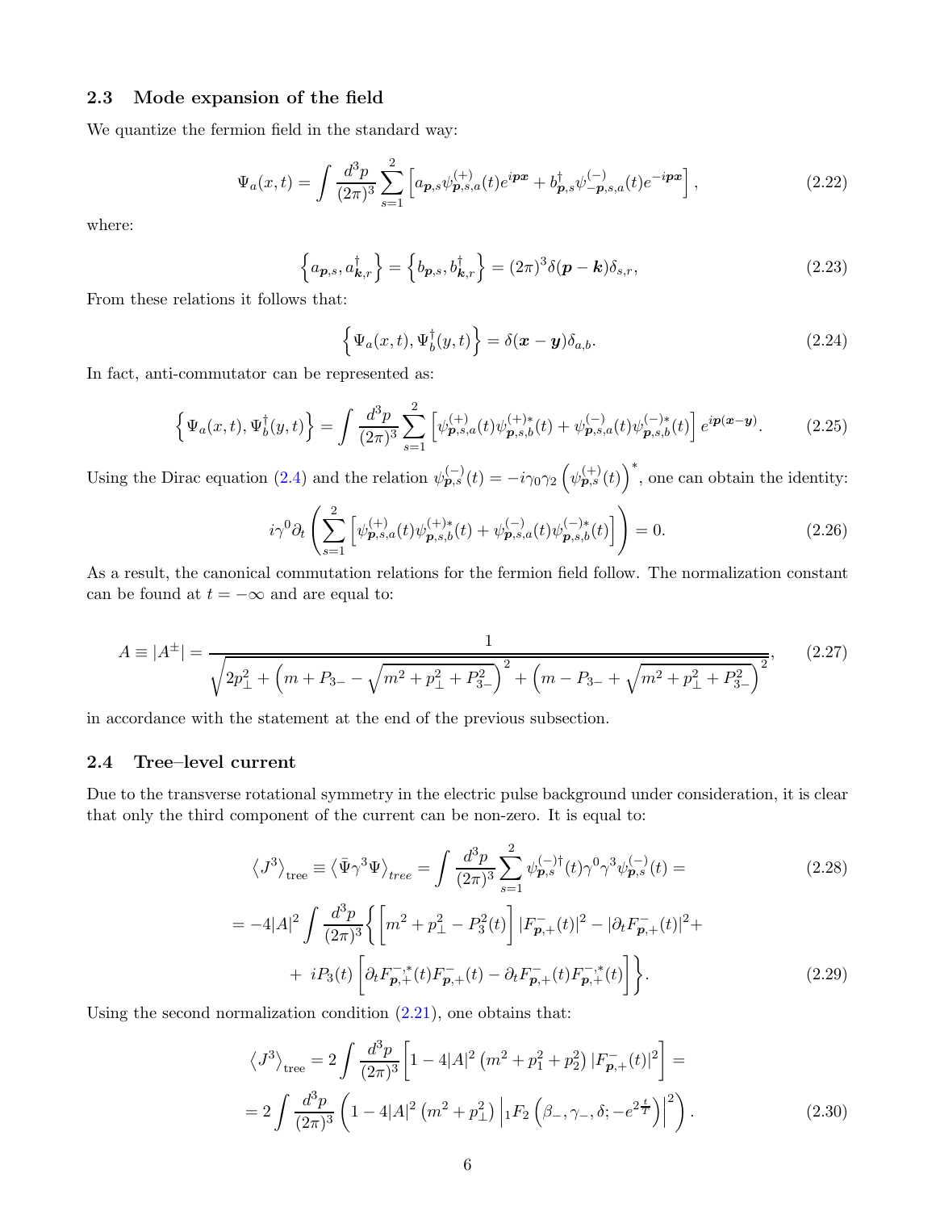### 2.3 Mode expansion of the field

We quantize the fermion field in the standard way:

$$\Psi_a(x,t) = \int \frac{d^3p}{(2\pi)^3} \sum_{s=1}^{2} \left[ a_{\boldsymbol{p},s} \psi^{(+)}_{\boldsymbol{p},s,a}(t) e^{i\boldsymbol{p}\boldsymbol{x}} + b^{\dagger}_{\boldsymbol{p},s} \psi^{(-)}_{-\boldsymbol{p},s,a}(t) e^{-i\boldsymbol{p}\boldsymbol{x}} \right], \tag{2.22}$$

where:

$$\left\{ a_{\boldsymbol{p},s}, a^{\dagger}_{\boldsymbol{k},r} \right\} = \left\{ b_{\boldsymbol{p},s}, b^{\dagger}_{\boldsymbol{k},r} \right\} = (2\pi)^3 \delta(\boldsymbol{p}-\boldsymbol{k}) \delta_{s,r}, \tag{2.23}$$

From these relations it follows that:

$$\left\{ \Psi_a(x,t), \Psi^{\dagger}_b(y,t) \right\} = \delta(\boldsymbol{x}-\boldsymbol{y}) \delta_{a,b}. \tag{2.24}$$

In fact, anti-commutator can be represented as:

$$\left\{ \Psi_a(x,t), \Psi^{\dagger}_b(y,t) \right\} = \int \frac{d^3p}{(2\pi)^3} \sum_{s=1}^{2} \left[ \psi^{(+)}_{\boldsymbol{p},s,a}(t) \psi^{(+)*}_{\boldsymbol{p},s,b}(t) + \psi^{(-)}_{\boldsymbol{p},s,a}(t) \psi^{(-)*}_{\boldsymbol{p},s,b}(t) \right] e^{i\boldsymbol{p}(\boldsymbol{x}-\boldsymbol{y})}. \tag{2.25}$$

Using the Dirac equation (2.4) and the relation $\psi^{(-)}_{\boldsymbol{p},s}(t) = -i\gamma_0\gamma_2 \left( \psi^{(+)}_{\boldsymbol{p},s}(t) \right)^*$, one can obtain the identity:

$$i\gamma^0 \partial_t \left( \sum_{s=1}^{2} \left[ \psi^{(+)}_{\boldsymbol{p},s,a}(t) \psi^{(+)*}_{\boldsymbol{p},s,b}(t) + \psi^{(-)}_{\boldsymbol{p},s,a}(t) \psi^{(-)*}_{\boldsymbol{p},s,b}(t) \right] \right) = 0. \tag{2.26}$$

As a result, the canonical commutation relations for the fermion field follow. The normalization constant can be found at $t = -\infty$ and are equal to:

$$A \equiv |A^{\pm}| = \frac{1}{\sqrt{2p_\perp^2 + \left( m + P_{3-} - \sqrt{m^2 + p_\perp^2 + P_{3-}^2} \right)^2 + \left( m - P_{3-} + \sqrt{m^2 + p_\perp^2 + P_{3-}^2} \right)^2}}, \tag{2.27}$$

in accordance with the statement at the end of the previous subsection.

### 2.4 Tree–level current

Due to the transverse rotational symmetry in the electric pulse background under consideration, it is clear that only the third component of the current can be non-zero. It is equal to:

$$\left\langle J^3 \right\rangle_{\text{tree}} \equiv \left\langle \bar{\Psi} \gamma^3 \Psi \right\rangle_{tree} = \int \frac{d^3p}{(2\pi)^3} \sum_{s=1}^{2} \psi^{(-)\dagger}_{\boldsymbol{p},s}(t) \gamma^0 \gamma^3 \psi^{(-)}_{\boldsymbol{p},s}(t) = \tag{2.28}$$

$$= -4|A|^2 \int \frac{d^3p}{(2\pi)^3} \Bigg\{ \left[ m^2 + p_\perp^2 - P_3^2(t) \right] |F^-_{\boldsymbol{p},+}(t)|^2 - |\partial_t F^-_{\boldsymbol{p},+}(t)|^2 + $$
$$+ \; iP_3(t) \left[ \partial_t F^{-,*}_{\boldsymbol{p},+}(t) F^-_{\boldsymbol{p},+}(t) - \partial_t F^-_{\boldsymbol{p},+}(t) F^{-,*}_{\boldsymbol{p},+}(t) \right] \Bigg\}. \tag{2.29}$$

Using the second normalization condition (2.21), one obtains that:

$$\left\langle J^3 \right\rangle_{\text{tree}} = 2 \int \frac{d^3p}{(2\pi)^3} \left[ 1 - 4|A|^2 \left( m^2 + p_1^2 + p_2^2 \right) |F^-_{\boldsymbol{p},+}(t)|^2 \right] =$$
$$= 2 \int \frac{d^3p}{(2\pi)^3} \left( 1 - 4|A|^2 \left( m^2 + p_\perp^2 \right) \left| {}_1F_2 \left( \beta_-, \gamma_-, \delta; -e^{2\frac{t}{T}} \right) \right|^2 \right). \tag{2.30}$$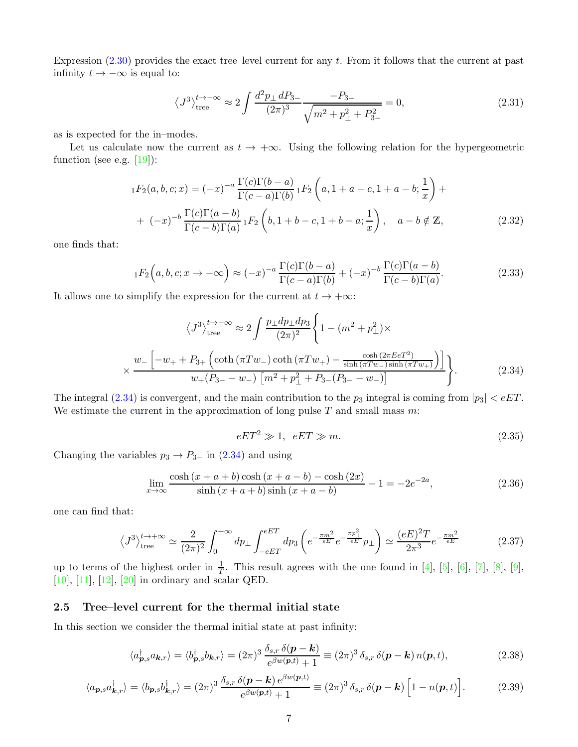Expression (2.30) provides the exact tree–level current for any $t$. From it follows that the current at past infinity $t \to -\infty$ is equal to:

$$\left\langle J^3 \right\rangle_{\text{tree}}^{t\to-\infty} \approx 2 \int \frac{d^2p_\perp\, dP_{3-}}{(2\pi)^3} \frac{-P_{3-}}{\sqrt{m^2 + p_\perp^2 + P_{3-}^2}} = 0, \tag{2.31}$$

as is expected for the in–modes.

Let us calculate now the current as $t \to +\infty$. Using the following relation for the hypergeometric function (see e.g. [19]):

$$\begin{aligned} {}_1F_2(a, b, c; x) = (-x)^{-a} \frac{\Gamma(c)\Gamma(b-a)}{\Gamma(c-a)\Gamma(b)} {}_1F_2\left(a, 1+a-c, 1+a-b; \frac{1}{x}\right) + \\ +\ (-x)^{-b} \frac{\Gamma(c)\Gamma(a-b)}{\Gamma(c-b)\Gamma(a)} {}_1F_2\left(b, 1+b-c, 1+b-a; \frac{1}{x}\right), \quad a - b \notin \mathbb{Z}, \end{aligned} \tag{2.32}$$

one finds that:

$${}_1F_2\Big(a, b, c; x \to -\infty\Big) \approx (-x)^{-a} \frac{\Gamma(c)\Gamma(b-a)}{\Gamma(c-a)\Gamma(b)} + (-x)^{-b} \frac{\Gamma(c)\Gamma(a-b)}{\Gamma(c-b)\Gamma(a)}. \tag{2.33}$$

It allows one to simplify the expression for the current at $t \to +\infty$:

$$\begin{aligned} \left\langle J^3 \right\rangle_{\text{tree}}^{t\to+\infty} \approx 2 \int \frac{p_\perp dp_\perp dp_3}{(2\pi)^2} \Bigg\{ 1 - (m^2 + p_\perp^2) \times \\ \times \frac{w_- \left[ -w_+ + P_{3+} \left( \coth\left(\pi T w_-\right) \coth\left(\pi T w_+\right) - \frac{\cosh\left(2\pi E e T^2\right)}{\sinh\left(\pi T w_-\right) \sinh\left(\pi T w_+\right)} \right) \right]}{w_+ (P_{3-} - w_-) \left[ m^2 + p_\perp^2 + P_{3-}(P_{3-} - w_-) \right]} \Bigg\}. \end{aligned} \tag{2.34}$$

The integral (2.34) is convergent, and the main contribution to the $p_3$ integral is coming from $|p_3| < eET$. We estimate the current in the approximation of long pulse $T$ and small mass $m$:

$$eET^2 \gg 1, \;\; eET \gg m. \tag{2.35}$$

Changing the variables $p_3 \to P_{3-}$ in (2.34) and using

$$\lim_{x\to\infty} \frac{\cosh\left(x+a+b\right)\cosh\left(x+a-b\right) - \cosh\left(2x\right)}{\sinh\left(x+a+b\right)\sinh\left(x+a-b\right)} - 1 = -2e^{-2a}, \tag{2.36}$$

one can find that:

$$\left\langle J^3 \right\rangle_{\text{tree}}^{t\to+\infty} \simeq \frac{2}{(2\pi)^2} \int_0^{+\infty} dp_\perp \int_{-eET}^{eET} dp_3 \left( e^{-\frac{\pi m^2}{eE}} e^{-\frac{\pi p_\perp^2}{eE}} p_\perp \right) \simeq \frac{(eE)^2 T}{2\pi^3} e^{-\frac{\pi m^2}{eE}} \tag{2.37}$$

up to terms of the highest order in $\frac{1}{T}$. This result agrees with the one found in [4], [5], [6], [7], [8], [9], [10], [11], [12], [20] in ordinary and scalar QED.

### 2.5 Tree–level current for the thermal initial state

In this section we consider the thermal initial state at past infinity:

$$\langle a_{\boldsymbol{p},s}^\dagger a_{\boldsymbol{k},r} \rangle = \langle b_{\boldsymbol{p},s}^\dagger b_{\boldsymbol{k},r} \rangle = (2\pi)^3 \frac{\delta_{s,r}\, \delta(\boldsymbol{p} - \boldsymbol{k})}{e^{\beta w(\boldsymbol{p},t)} + 1} \equiv (2\pi)^3\, \delta_{s,r}\, \delta(\boldsymbol{p} - \boldsymbol{k})\, n(\boldsymbol{p}, t), \tag{2.38}$$

$$\langle a_{\boldsymbol{p},s} a_{\boldsymbol{k},r}^\dagger \rangle = \langle b_{\boldsymbol{p},s} b_{\boldsymbol{k},r}^\dagger \rangle = (2\pi)^3 \frac{\delta_{s,r}\, \delta(\boldsymbol{p} - \boldsymbol{k})\, e^{\beta w(\boldsymbol{p},t)}}{e^{\beta w(\boldsymbol{p},t)} + 1} \equiv (2\pi)^3\, \delta_{s,r}\, \delta(\boldsymbol{p} - \boldsymbol{k}) \Big[ 1 - n(\boldsymbol{p}, t) \Big]. \tag{2.39}$$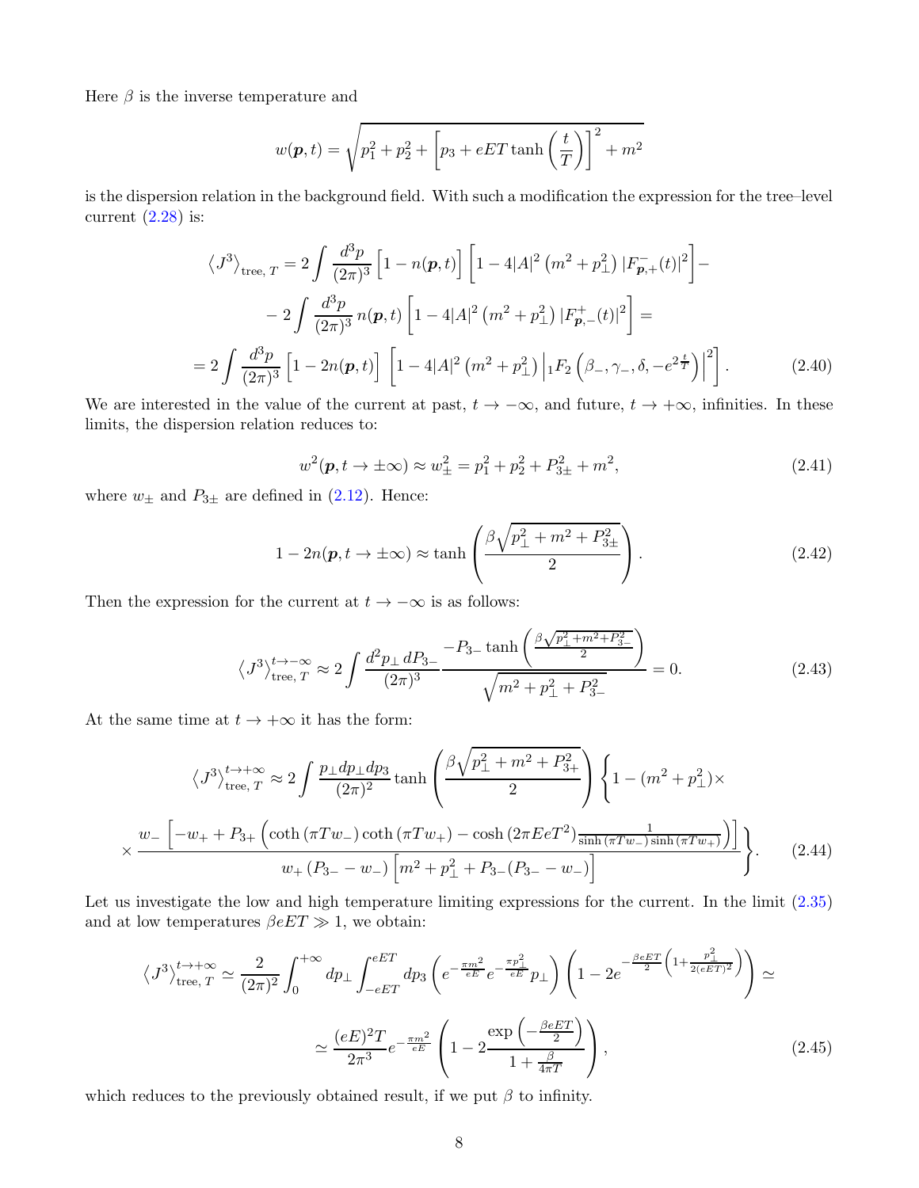Here $\beta$ is the inverse temperature and

$$w(\boldsymbol{p}, t) = \sqrt{p_1^2 + p_2^2 + \left[p_3 + eET \tanh\left(\frac{t}{T}\right)\right]^2 + m^2}$$

is the dispersion relation in the background field. With such a modification the expression for the tree–level current (2.28) is:

$$\begin{aligned}
\left\langle J^3 \right\rangle_{\text{tree},\, T} &= 2 \int \frac{d^3 p}{(2\pi)^3} \Big[1 - n(\boldsymbol{p}, t)\Big] \Big[1 - 4|A|^2 \left(m^2 + p_\perp^2\right) |F^-_{\boldsymbol{p},+}(t)|^2\Big] - \\
&\quad - 2 \int \frac{d^3 p}{(2\pi)^3}\, n(\boldsymbol{p}, t) \Big[1 - 4|A|^2 \left(m^2 + p_\perp^2\right) |F^+_{\boldsymbol{p},-}(t)|^2\Big] = \\
&= 2 \int \frac{d^3 p}{(2\pi)^3} \Big[1 - 2n(\boldsymbol{p}, t)\Big] \left[1 - 4|A|^2 \left(m^2 + p_\perp^2\right) \Big|{}_1F_2\left(\beta_-, \gamma_-, \delta, -e^{2\frac{t}{T}}\right)\Big|^2\right].
\end{aligned} \tag{2.40}$$

We are interested in the value of the current at past, $t \to -\infty$, and future, $t \to +\infty$, infinities. In these limits, the dispersion relation reduces to:

$$w^2(\boldsymbol{p}, t \to \pm\infty) \approx w_\pm^2 = p_1^2 + p_2^2 + P_{3\pm}^2 + m^2, \tag{2.41}$$

where $w_\pm$ and $P_{3\pm}$ are defined in (2.12). Hence:

$$1 - 2n(\boldsymbol{p}, t \to \pm\infty) \approx \tanh\left(\frac{\beta\sqrt{p_\perp^2 + m^2 + P_{3\pm}^2}}{2}\right). \tag{2.42}$$

Then the expression for the current at $t \to -\infty$ is as follows:

$$\left\langle J^3 \right\rangle_{\text{tree},\, T}^{t \to -\infty} \approx 2 \int \frac{d^2 p_\perp\, dP_{3-}}{(2\pi)^3} \frac{-P_{3-} \tanh\left(\frac{\beta\sqrt{p_\perp^2 + m^2 + P_{3-}^2}}{2}\right)}{\sqrt{m^2 + p_\perp^2 + P_{3-}^2}} = 0. \tag{2.43}$$

At the same time at $t \to +\infty$ it has the form:

$$\begin{aligned}
\left\langle J^3 \right\rangle_{\text{tree},\, T}^{t \to +\infty} &\approx 2 \int \frac{p_\perp dp_\perp dp_3}{(2\pi)^2} \tanh\left(\frac{\beta\sqrt{p_\perp^2 + m^2 + P_{3+}^2}}{2}\right) \Bigg\{1 - (m^2 + p_\perp^2) \times \\
&\times \frac{w_- \left[-w_+ + P_{3+}\left(\coth\left(\pi T w_-\right)\coth\left(\pi T w_+\right) - \cosh\left(2\pi E e T^2\right)\frac{1}{\sinh\left(\pi T w_-\right)\sinh\left(\pi T w_+\right)}\right)\right]}{w_+ \left(P_{3-} - w_-\right)\left[m^2 + p_\perp^2 + P_{3-}(P_{3-} - w_-)\right]}\Bigg\}.
\end{aligned} \tag{2.44}$$

Let us investigate the low and high temperature limiting expressions for the current. In the limit (2.35) and at low temperatures $\beta eET \gg 1$, we obtain:

$$\begin{aligned}
\left\langle J^3 \right\rangle_{\text{tree},\, T}^{t \to +\infty} &\simeq \frac{2}{(2\pi)^2} \int_0^{+\infty} dp_\perp \int_{-eET}^{eET} dp_3 \left(e^{-\frac{\pi m^2}{eE}} e^{-\frac{\pi p_\perp^2}{eE}} p_\perp\right) \left(1 - 2e^{-\frac{\beta eET}{2}\left(1 + \frac{p_\perp^2}{2(eET)^2}\right)}\right) \simeq \\
&\simeq \frac{(eE)^2 T}{2\pi^3} e^{-\frac{\pi m^2}{eE}} \left(1 - 2\frac{\exp\left(-\frac{\beta eET}{2}\right)}{1 + \frac{\beta}{4\pi T}}\right),
\end{aligned} \tag{2.45}$$

which reduces to the previously obtained result, if we put $\beta$ to infinity.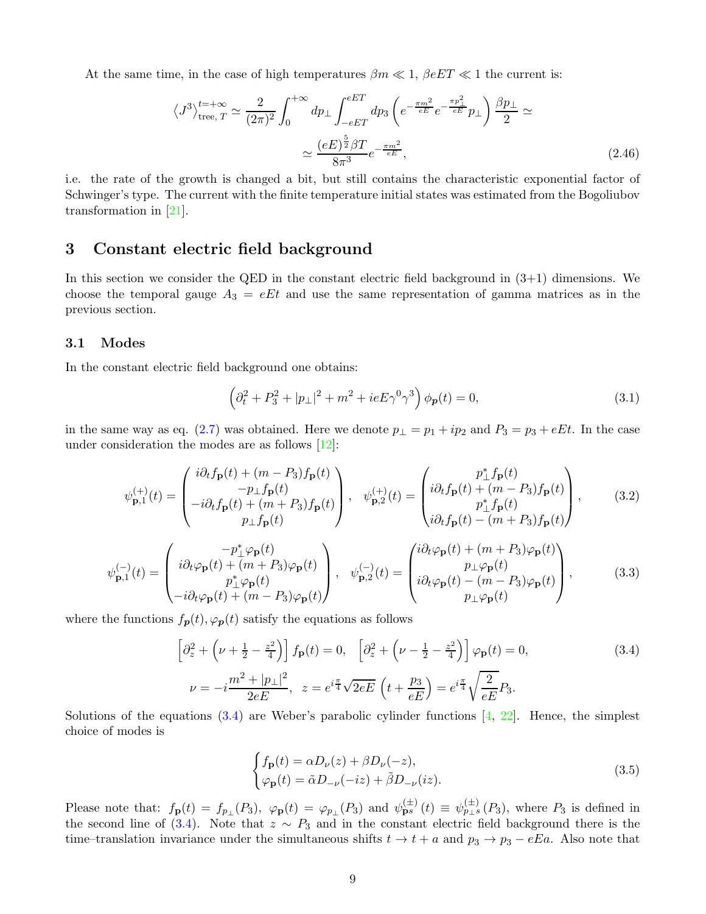At the same time, in the case of high temperatures $\beta m \ll 1$, $\beta eET \ll 1$ the current is:

$$\left\langle J^3 \right\rangle_{\text{tree},\, T}^{t=+\infty} \simeq \frac{2}{(2\pi)^2} \int_0^{+\infty} dp_\perp \int_{-eET}^{eET} dp_3 \left( e^{-\frac{\pi m^2}{eE}} e^{-\frac{\pi p_\perp^2}{eE}} p_\perp \right) \frac{\beta p_\perp}{2} \simeq$$

$$\simeq \frac{(eE)^{\frac{5}{2}} \beta T}{8\pi^3} e^{-\frac{\pi m^2}{eE}}, \tag{2.46}$$

i.e. the rate of the growth is changed a bit, but still contains the characteristic exponential factor of Schwinger's type. The current with the finite temperature initial states was estimated from the Bogoliubov transformation in [21].

# 3 Constant electric field background

In this section we consider the QED in the constant electric field background in (3+1) dimensions. We choose the temporal gauge $A_3 = eEt$ and use the same representation of gamma matrices as in the previous section.

## 3.1 Modes

In the constant electric field background one obtains:

$$\left( \partial_t^2 + P_3^2 + |p_\perp|^2 + m^2 + ieE\gamma^0\gamma^3 \right) \phi_{\boldsymbol{p}}(t) = 0, \tag{3.1}$$

in the same way as eq. (2.7) was obtained. Here we denote $p_\perp = p_1 + ip_2$ and $P_3 = p_3 + eEt$. In the case under consideration the modes are as follows [12]:

$$\psi^{(+)}_{\mathbf{p},1}(t) = \begin{pmatrix} i\partial_t f_{\mathbf{p}}(t) + (m - P_3) f_{\mathbf{p}}(t) \\ -p_\perp f_{\mathbf{p}}(t) \\ -i\partial_t f_{\mathbf{p}}(t) + (m + P_3) f_{\mathbf{p}}(t) \\ p_\perp f_{\mathbf{p}}(t) \end{pmatrix}, \quad \psi^{(+)}_{\mathbf{p},2}(t) = \begin{pmatrix} p_\perp^* f_{\mathbf{p}}(t) \\ i\partial_t f_{\mathbf{p}}(t) + (m - P_3) f_{\mathbf{p}}(t) \\ p_\perp^* f_{\mathbf{p}}(t) \\ i\partial_t f_{\mathbf{p}}(t) - (m + P_3) f_{\mathbf{p}}(t) \end{pmatrix}, \tag{3.2}$$

$$\psi^{(-)}_{\mathbf{p},1}(t) = \begin{pmatrix} -p_\perp^* \varphi_{\mathbf{p}}(t) \\ i\partial_t \varphi_{\mathbf{p}}(t) + (m + P_3) \varphi_{\mathbf{p}}(t) \\ p_\perp^* \varphi_{\mathbf{p}}(t) \\ -i\partial_t \varphi_{\mathbf{p}}(t) + (m - P_3) \varphi_{\mathbf{p}}(t) \end{pmatrix}, \quad \psi^{(-)}_{\mathbf{p},2}(t) = \begin{pmatrix} i\partial_t \varphi_{\mathbf{p}}(t) + (m + P_3) \varphi_{\mathbf{p}}(t) \\ p_\perp \varphi_{\mathbf{p}}(t) \\ i\partial_t \varphi_{\mathbf{p}}(t) - (m - P_3) \varphi_{\mathbf{p}}(t) \\ p_\perp \varphi_{\mathbf{p}}(t) \end{pmatrix}, \tag{3.3}$$

where the functions $f_{\boldsymbol{p}}(t), \varphi_{\boldsymbol{p}}(t)$ satisfy the equations as follows

$$\left[ \partial_z^2 + \left( \nu + \tfrac{1}{2} - \tfrac{z^2}{4} \right) \right] f_{\mathbf{p}}(t) = 0, \quad \left[ \partial_z^2 + \left( \nu - \tfrac{1}{2} - \tfrac{z^2}{4} \right) \right] \varphi_{\mathbf{p}}(t) = 0, \tag{3.4}$$

$$\nu = -i \frac{m^2 + |p_\perp|^2}{2eE}, \quad z = e^{i\frac{\pi}{4}} \sqrt{2eE} \left( t + \frac{p_3}{eE} \right) = e^{i\frac{\pi}{4}} \sqrt{\frac{2}{eE}} P_3.$$

Solutions of the equations (3.4) are Weber's parabolic cylinder functions [4, 22]. Hence, the simplest choice of modes is

$$\begin{cases} f_{\mathbf{p}}(t) = \alpha D_\nu(z) + \beta D_\nu(-z), \\ \varphi_{\mathbf{p}}(t) = \tilde{\alpha} D_{-\nu}(-iz) + \tilde{\beta} D_{-\nu}(iz). \end{cases} \tag{3.5}$$

Please note that: $f_{\mathbf{p}}(t) = f_{p_\perp}(P_3)$, $\varphi_{\mathbf{p}}(t) = \varphi_{p_\perp}(P_3)$ and $\psi^{(\pm)}_{\mathbf{p}s}(t) \equiv \psi^{(\pm)}_{p_\perp s}(P_3)$, where $P_3$ is defined in the second line of (3.4). Note that $z \sim P_3$ and in the constant electric field background there is the time–translation invariance under the simultaneous shifts $t \to t + a$ and $p_3 \to p_3 - eEa$. Also note that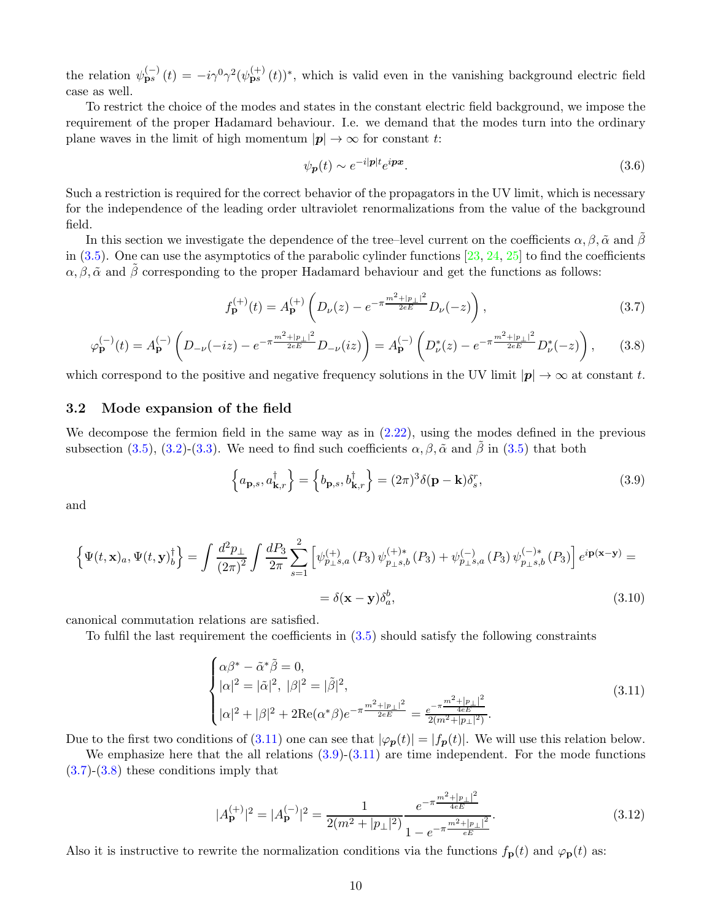the relation $\psi^{(-)}_{\mathbf{p}s}(t) = -i\gamma^0\gamma^2(\psi^{(+)}_{\mathbf{p}s}(t))^*$, which is valid even in the vanishing background electric field case as well.

To restrict the choice of the modes and states in the constant electric field background, we impose the requirement of the proper Hadamard behaviour. I.e. we demand that the modes turn into the ordinary plane waves in the limit of high momentum $|\boldsymbol{p}| \to \infty$ for constant $t$:

$$\psi_{\boldsymbol{p}}(t) \sim e^{-i|\boldsymbol{p}|t} e^{i\boldsymbol{p}\boldsymbol{x}}. \tag{3.6}$$

Such a restriction is required for the correct behavior of the propagators in the UV limit, which is necessary for the independence of the leading order ultraviolet renormalizations from the value of the background field.

In this section we investigate the dependence of the tree–level current on the coefficients $\alpha, \beta, \tilde{\alpha}$ and $\tilde{\beta}$ in (3.5). One can use the asymptotics of the parabolic cylinder functions [23, 24, 25] to find the coefficients $\alpha, \beta, \tilde{\alpha}$ and $\tilde{\beta}$ corresponding to the proper Hadamard behaviour and get the functions as follows:

$$f^{(+)}_{\mathbf{p}}(t) = A^{(+)}_{\mathbf{p}} \left( D_\nu(z) - e^{-\pi\frac{m^2+|p_\perp|^2}{2eE}} D_\nu(-z) \right), \tag{3.7}$$

$$\varphi^{(-)}_{\mathbf{p}}(t) = A^{(-)}_{\mathbf{p}} \left( D_{-\nu}(-iz) - e^{-\pi\frac{m^2+|p_\perp|^2}{2eE}} D_{-\nu}(iz) \right) = A^{(-)}_{\mathbf{p}} \left( D^*_\nu(z) - e^{-\pi\frac{m^2+|p_\perp|^2}{2eE}} D^*_\nu(-z) \right), \tag{3.8}$$

which correspond to the positive and negative frequency solutions in the UV limit $|\boldsymbol{p}| \to \infty$ at constant $t$.

### 3.2 Mode expansion of the field

We decompose the fermion field in the same way as in (2.22), using the modes defined in the previous subsection (3.5), (3.2)-(3.3). We need to find such coefficients $\alpha, \beta, \tilde{\alpha}$ and $\tilde{\beta}$ in (3.5) that both

$$\left\{ a_{\mathbf{p},s}, a^\dagger_{\mathbf{k},r} \right\} = \left\{ b_{\mathbf{p},s}, b^\dagger_{\mathbf{k},r} \right\} = (2\pi)^3 \delta(\mathbf{p} - \mathbf{k}) \delta^r_s, \tag{3.9}$$

and

$$\left\{ \Psi(t, \mathbf{x})_a, \Psi(t, \mathbf{y})^\dagger_b \right\} = \int \frac{d^2 p_\perp}{(2\pi)^2} \int \frac{dP_3}{2\pi} \sum_{s=1}^{2} \left[ \psi^{(+)}_{p_\perp s, a}(P_3)\, \psi^{(+)*}_{p_\perp s, b}(P_3) + \psi^{(-)}_{p_\perp s, a}(P_3)\, \psi^{(-)*}_{p_\perp s, b}(P_3) \right] e^{i\mathbf{p}(\mathbf{x}-\mathbf{y})} =$$

$$= \delta(\mathbf{x} - \mathbf{y}) \delta^b_a, \tag{3.10}$$

canonical commutation relations are satisfied.

To fulfil the last requirement the coefficients in (3.5) should satisfy the following constraints

$$\begin{cases} \alpha\beta^* - \tilde{\alpha}^*\tilde{\beta} = 0, \\ |\alpha|^2 = |\tilde{\alpha}|^2,\ |\beta|^2 = |\tilde{\beta}|^2, \\ |\alpha|^2 + |\beta|^2 + 2\mathrm{Re}(\alpha^*\beta) e^{-\pi\frac{m^2+|p_\perp|^2}{2eE}} = \frac{e^{-\pi\frac{m^2+|p_\perp|^2}{4eE}}}{2(m^2+|p_\perp|^2)}. \end{cases} \tag{3.11}$$

Due to the first two conditions of (3.11) one can see that $|\varphi_{\boldsymbol{p}}(t)| = |f_{\boldsymbol{p}}(t)|$. We will use this relation below.

We emphasize here that the all relations (3.9)-(3.11) are time independent. For the mode functions (3.7)-(3.8) these conditions imply that

$$|A^{(+)}_{\mathbf{p}}|^2 = |A^{(-)}_{\mathbf{p}}|^2 = \frac{1}{2(m^2+|p_\perp|^2)} \frac{e^{-\pi\frac{m^2+|p_\perp|^2}{4eE}}}{1 - e^{-\pi\frac{m^2+|p_\perp|^2}{eE}}}. \tag{3.12}$$

Also it is instructive to rewrite the normalization conditions via the functions $f_{\mathbf{p}}(t)$ and $\varphi_{\mathbf{p}}(t)$ as: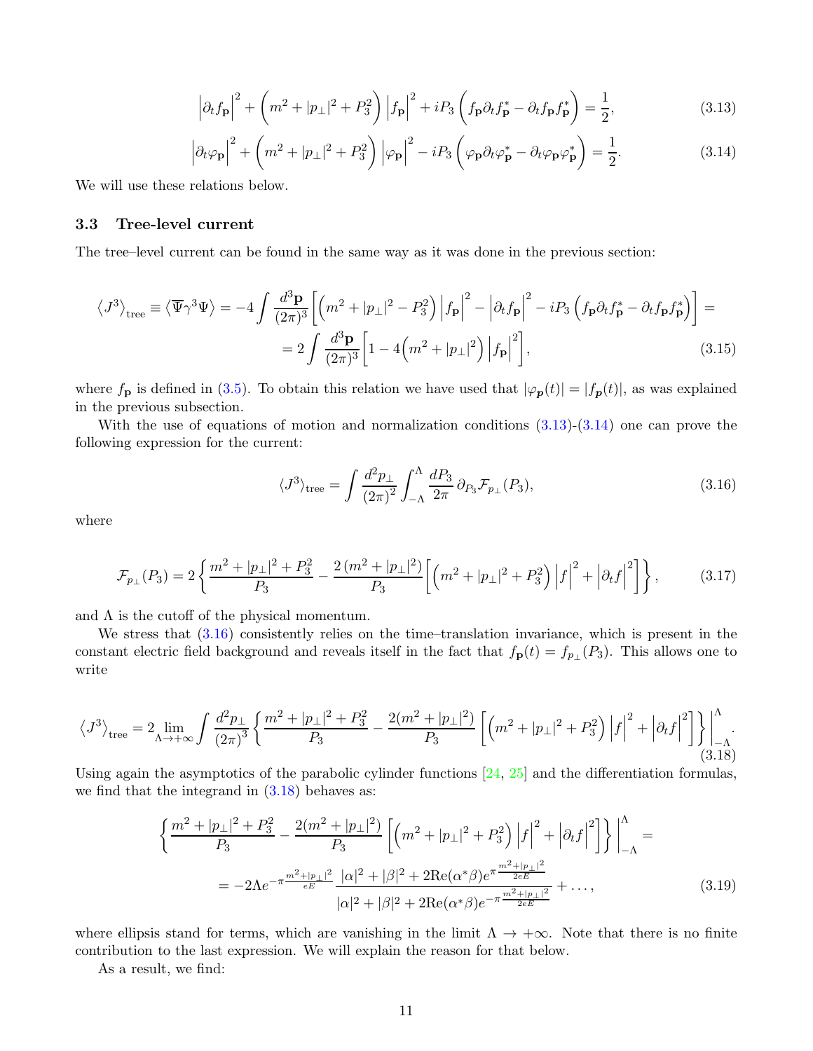$$\left|\partial_t f_{\mathbf{p}}\right|^2 + \left(m^2 + |p_\perp|^2 + P_3^2\right)\left|f_{\mathbf{p}}\right|^2 + iP_3\left(f_{\mathbf{p}}\partial_t f_{\mathbf{p}}^* - \partial_t f_{\mathbf{p}} f_{\mathbf{p}}^*\right) = \frac{1}{2}, \tag{3.13}$$

$$\left|\partial_t \varphi_{\mathbf{p}}\right|^2 + \left(m^2 + |p_\perp|^2 + P_3^2\right)\left|\varphi_{\mathbf{p}}\right|^2 - iP_3\left(\varphi_{\mathbf{p}}\partial_t \varphi_{\mathbf{p}}^* - \partial_t \varphi_{\mathbf{p}} \varphi_{\mathbf{p}}^*\right) = \frac{1}{2}. \tag{3.14}$$

We will use these relations below.

### 3.3 Tree-level current

The tree–level current can be found in the same way as it was done in the previous section:

$$\begin{aligned}\left\langle J^3\right\rangle_{\text{tree}} \equiv \left\langle \overline{\Psi}\gamma^3\Psi\right\rangle = -4\int \frac{d^3\mathbf{p}}{(2\pi)^3}\left[\left(m^2 + |p_\perp|^2 - P_3^2\right)\left|f_{\mathbf{p}}\right|^2 - \left|\partial_t f_{\mathbf{p}}\right|^2 - iP_3\left(f_{\mathbf{p}}\partial_t f_{\mathbf{p}}^* - \partial_t f_{\mathbf{p}} f_{\mathbf{p}}^*\right)\right] = \\ = 2\int \frac{d^3\mathbf{p}}{(2\pi)^3}\left[1 - 4\left(m^2 + |p_\perp|^2\right)\left|f_{\mathbf{p}}\right|^2\right],\end{aligned} \tag{3.15}$$

where $f_{\mathbf{p}}$ is defined in (3.5). To obtain this relation we have used that $|\varphi_{\boldsymbol{p}}(t)| = |f_{\boldsymbol{p}}(t)|$, as was explained in the previous subsection.

With the use of equations of motion and normalization conditions (3.13)-(3.14) one can prove the following expression for the current:

$$\langle J^3\rangle_{\text{tree}} = \int \frac{d^2p_\perp}{(2\pi)^2}\int_{-\Lambda}^{\Lambda}\frac{dP_3}{2\pi}\,\partial_{P_3}\mathcal{F}_{p_\perp}(P_3), \tag{3.16}$$

where

$$\mathcal{F}_{p_\perp}(P_3) = 2\left\{\frac{m^2 + |p_\perp|^2 + P_3^2}{P_3} - \frac{2\left(m^2 + |p_\perp|^2\right)}{P_3}\left[\left(m^2 + |p_\perp|^2 + P_3^2\right)\left|f\right|^2 + \left|\partial_t f\right|^2\right]\right\}, \tag{3.17}$$

and $\Lambda$ is the cutoff of the physical momentum.

We stress that (3.16) consistently relies on the time–translation invariance, which is present in the constant electric field background and reveals itself in the fact that $f_{\mathbf{p}}(t) = f_{p_\perp}(P_3)$. This allows one to write

$$\left\langle J^3\right\rangle_{\text{tree}} = 2\lim_{\Lambda\to+\infty}\int \frac{d^2p_\perp}{(2\pi)^3}\left\{\frac{m^2 + |p_\perp|^2 + P_3^2}{P_3} - \frac{2(m^2 + |p_\perp|^2)}{P_3}\left[\left(m^2 + |p_\perp|^2 + P_3^2\right)\left|f\right|^2 + \left|\partial_t f\right|^2\right]\right\}\Bigg|_{-\Lambda}^{\Lambda}. \tag{3.18}$$

Using again the asymptotics of the parabolic cylinder functions [24, 25] and the differentiation formulas, we find that the integrand in (3.18) behaves as:

$$\begin{aligned}\left\{\frac{m^2 + |p_\perp|^2 + P_3^2}{P_3} - \frac{2(m^2 + |p_\perp|^2)}{P_3}\left[\left(m^2 + |p_\perp|^2 + P_3^2\right)\left|f\right|^2 + \left|\partial_t f\right|^2\right]\right\}\Bigg|_{-\Lambda}^{\Lambda} = \\ = -2\Lambda e^{-\pi\frac{m^2 + |p_\perp|^2}{eE}}\frac{|\alpha|^2 + |\beta|^2 + 2\text{Re}(\alpha^*\beta)e^{\pi\frac{m^2 + |p_\perp|^2}{2eE}}}{|\alpha|^2 + |\beta|^2 + 2\text{Re}(\alpha^*\beta)e^{-\pi\frac{m^2 + |p_\perp|^2}{2eE}}} + \ldots,\end{aligned} \tag{3.19}$$

where ellipsis stand for terms, which are vanishing in the limit $\Lambda \to +\infty$. Note that there is no finite contribution to the last expression. We will explain the reason for that below.

As a result, we find: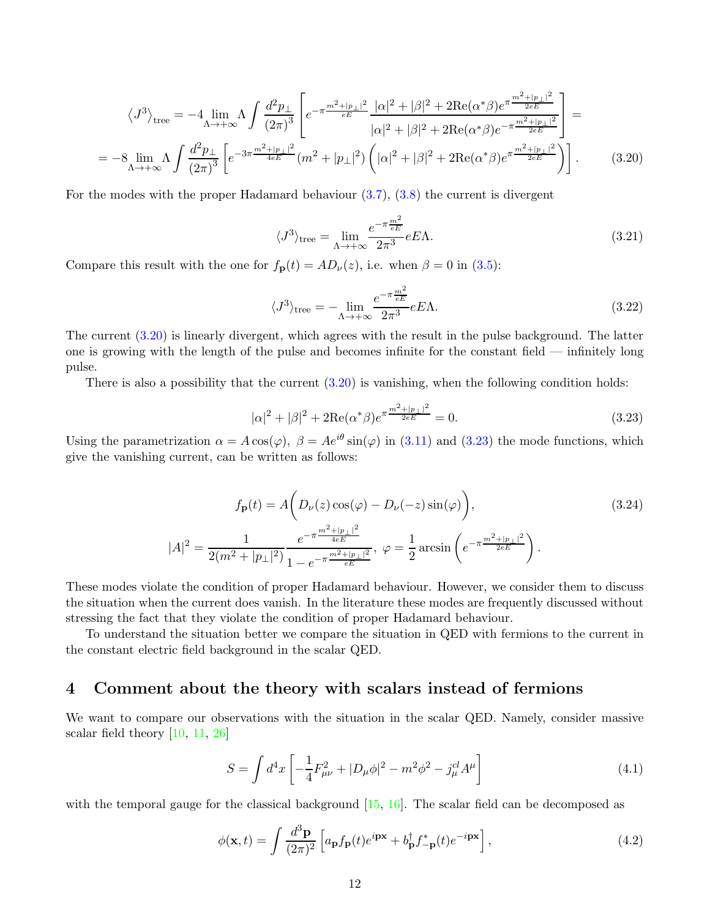$$
\begin{aligned}
\langle J^3\rangle_{\text{tree}} &= -4\lim_{\Lambda\to+\infty}\Lambda\int\frac{d^2p_\perp}{(2\pi)^3}\left[e^{-\pi\frac{m^2+|p_\perp|^2}{eE}}\frac{|\alpha|^2+|\beta|^2+2\text{Re}(\alpha^*\beta)e^{\pi\frac{m^2+|p_\perp|^2}{2eE}}}{|\alpha|^2+|\beta|^2+2\text{Re}(\alpha^*\beta)e^{-\pi\frac{m^2+|p_\perp|^2}{2eE}}}\right]=\\
&= -8\lim_{\Lambda\to+\infty}\Lambda\int\frac{d^2p_\perp}{(2\pi)^3}\left[e^{-3\pi\frac{m^2+|p_\perp|^2}{4eE}}(m^2+|p_\perp|^2)\left(|\alpha|^2+|\beta|^2+2\text{Re}(\alpha^*\beta)e^{\pi\frac{m^2+|p_\perp|^2}{2eE}}\right)\right].
\end{aligned}
\tag{3.20}
$$

For the modes with the proper Hadamard behaviour (3.7), (3.8) the current is divergent

$$
\langle J^3\rangle_{\text{tree}} = \lim_{\Lambda\to+\infty}\frac{e^{-\pi\frac{m^2}{eE}}}{2\pi^3}eE\Lambda. \tag{3.21}
$$

Compare this result with the one for $f_{\mathbf{p}}(t) = AD_\nu(z)$, i.e. when $\beta = 0$ in (3.5):

$$
\langle J^3\rangle_{\text{tree}} = -\lim_{\Lambda\to+\infty}\frac{e^{-\pi\frac{m^2}{eE}}}{2\pi^3}eE\Lambda. \tag{3.22}
$$

The current (3.20) is linearly divergent, which agrees with the result in the pulse background. The latter one is growing with the length of the pulse and becomes infinite for the constant field — infinitely long pulse.

There is also a possibility that the current (3.20) is vanishing, when the following condition holds:

$$
|\alpha|^2+|\beta|^2+2\text{Re}(\alpha^*\beta)e^{\pi\frac{m^2+|p_\perp|^2}{2eE}} = 0. \tag{3.23}
$$

Using the parametrization $\alpha = A\cos(\varphi),\ \beta = Ae^{i\theta}\sin(\varphi)$ in (3.11) and (3.23) the mode functions, which give the vanishing current, can be written as follows:

$$
\begin{gathered}
f_{\mathbf{p}}(t) = A\bigg(D_\nu(z)\cos(\varphi) - D_\nu(-z)\sin(\varphi)\bigg),\\
|A|^2 = \frac{1}{2(m^2+|p_\perp|^2)}\frac{e^{-\pi\frac{m^2+|p_\perp|^2}{4eE}}}{1-e^{-\pi\frac{m^2+|p_\perp|^2}{eE}}},\ \varphi = \frac{1}{2}\arcsin\left(e^{-\pi\frac{m^2+|p_\perp|^2}{2eE}}\right).
\end{gathered}
\tag{3.24}
$$

These modes violate the condition of proper Hadamard behaviour. However, we consider them to discuss the situation when the current does vanish. In the literature these modes are frequently discussed without stressing the fact that they violate the condition of proper Hadamard behaviour.

To understand the situation better we compare the situation in QED with fermions to the current in the constant electric field background in the scalar QED.

# 4 Comment about the theory with scalars instead of fermions

We want to compare our observations with the situation in the scalar QED. Namely, consider massive scalar field theory [10, 11, 26]

$$
S = \int d^4x\left[-\frac{1}{4}F_{\mu\nu}^2 + |D_\mu\phi|^2 - m^2\phi^2 - j_\mu^{cl}A^\mu\right] \tag{4.1}
$$

with the temporal gauge for the classical background [15, 16]. The scalar field can be decomposed as

$$
\phi(\mathbf{x},t) = \int\frac{d^3\mathbf{p}}{(2\pi)^2}\left[a_{\mathbf{p}}f_{\mathbf{p}}(t)e^{i\mathbf{p}\mathbf{x}} + b_{\mathbf{p}}^\dagger f_{-\mathbf{p}}^*(t)e^{-i\mathbf{p}\mathbf{x}}\right], \tag{4.2}
$$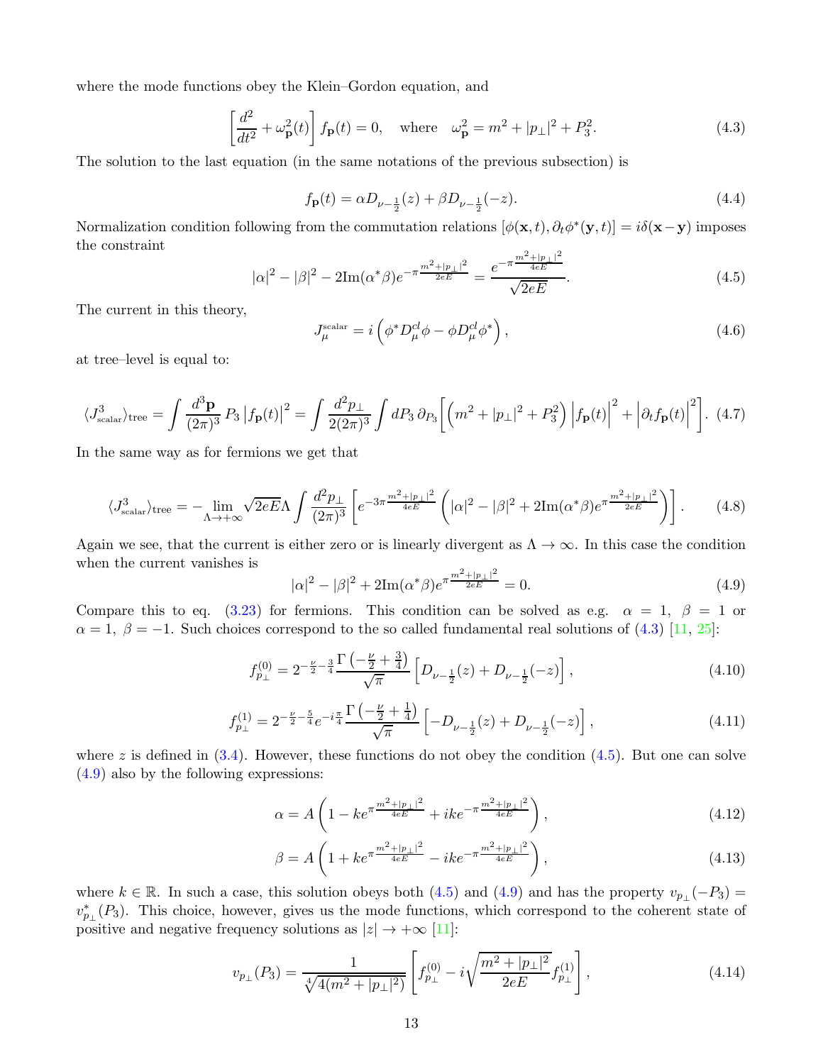where the mode functions obey the Klein–Gordon equation, and

$$\left[\frac{d^2}{dt^2} + \omega_{\mathbf{p}}^2(t)\right] f_{\mathbf{p}}(t) = 0, \quad \text{where} \quad \omega_{\mathbf{p}}^2 = m^2 + |p_\perp|^2 + P_3^2. \tag{4.3}$$

The solution to the last equation (in the same notations of the previous subsection) is

$$f_{\mathbf{p}}(t) = \alpha D_{\nu-\frac{1}{2}}(z) + \beta D_{\nu-\frac{1}{2}}(-z). \tag{4.4}$$

Normalization condition following from the commutation relations $[\phi(\mathbf{x},t), \partial_t \phi^*(\mathbf{y},t)] = i\delta(\mathbf{x}-\mathbf{y})$ imposes the constraint

$$|\alpha|^2 - |\beta|^2 - 2\mathrm{Im}(\alpha^*\beta) e^{-\pi\frac{m^2+|p_\perp|^2}{2eE}} = \frac{e^{-\pi\frac{m^2+|p_\perp|^2}{4eE}}}{\sqrt{2eE}}. \tag{4.5}$$

The current in this theory,

$$J_\mu^{\text{scalar}} = i\left(\phi^* D_\mu^{cl}\phi - \phi D_\mu^{cl}\phi^*\right), \tag{4.6}$$

at tree–level is equal to:

$$\langle J^3_{\text{scalar}}\rangle_{\text{tree}} = \int \frac{d^3\mathbf{p}}{(2\pi)^3}\, P_3 \left|f_{\mathbf{p}}(t)\right|^2 = \int \frac{d^2 p_\perp}{2(2\pi)^3} \int dP_3\, \partial_{P_3}\left[\left(m^2 + |p_\perp|^2 + P_3^2\right)\left|f_{\mathbf{p}}(t)\right|^2 + \left|\partial_t f_{\mathbf{p}}(t)\right|^2\right]. \tag{4.7}$$

In the same way as for fermions we get that

$$\langle J^3_{\text{scalar}}\rangle_{\text{tree}} = -\lim_{\Lambda\to+\infty} \sqrt{2eE}\Lambda \int \frac{d^2 p_\perp}{(2\pi)^3}\left[e^{-3\pi\frac{m^2+|p_\perp|^2}{4eE}}\left(|\alpha|^2 - |\beta|^2 + 2\mathrm{Im}(\alpha^*\beta) e^{\pi\frac{m^2+|p_\perp|^2}{2eE}}\right)\right]. \tag{4.8}$$

Again we see, that the current is either zero or is linearly divergent as $\Lambda \to \infty$. In this case the condition when the current vanishes is

$$|\alpha|^2 - |\beta|^2 + 2\mathrm{Im}(\alpha^*\beta) e^{\pi\frac{m^2+|p_\perp|^2}{2eE}} = 0. \tag{4.9}$$

Compare this to eq. (3.23) for fermions. This condition can be solved as e.g. $\alpha = 1$, $\beta = 1$ or $\alpha = 1$, $\beta = -1$. Such choices correspond to the so called fundamental real solutions of (4.3) [11, 25]:

$$f^{(0)}_{p_\perp} = 2^{-\frac{\nu}{2}-\frac{3}{4}} \frac{\Gamma\left(-\frac{\nu}{2}+\frac{3}{4}\right)}{\sqrt{\pi}}\left[D_{\nu-\frac{1}{2}}(z) + D_{\nu-\frac{1}{2}}(-z)\right], \tag{4.10}$$

$$f^{(1)}_{p_\perp} = 2^{-\frac{\nu}{2}-\frac{5}{4}} e^{-i\frac{\pi}{4}} \frac{\Gamma\left(-\frac{\nu}{2}+\frac{1}{4}\right)}{\sqrt{\pi}}\left[-D_{\nu-\frac{1}{2}}(z) + D_{\nu-\frac{1}{2}}(-z)\right], \tag{4.11}$$

where $z$ is defined in (3.4). However, these functions do not obey the condition (4.5). But one can solve (4.9) also by the following expressions:

$$\alpha = A\left(1 - k e^{\pi\frac{m^2+|p_\perp|^2}{4eE}} + ik e^{-\pi\frac{m^2+|p_\perp|^2}{4eE}}\right), \tag{4.12}$$

$$\beta = A\left(1 + k e^{\pi\frac{m^2+|p_\perp|^2}{4eE}} - ik e^{-\pi\frac{m^2+|p_\perp|^2}{4eE}}\right), \tag{4.13}$$

where $k \in \mathbb{R}$. In such a case, this solution obeys both (4.5) and (4.9) and has the property $v_{p_\perp}(-P_3) = v^*_{p_\perp}(P_3)$. This choice, however, gives us the mode functions, which correspond to the coherent state of positive and negative frequency solutions as $|z| \to +\infty$ [11]:

$$v_{p_\perp}(P_3) = \frac{1}{\sqrt[4]{4(m^2+|p_\perp|^2)}}\left[f^{(0)}_{p_\perp} - i\sqrt{\frac{m^2+|p_\perp|^2}{2eE}} f^{(1)}_{p_\perp}\right], \tag{4.14}$$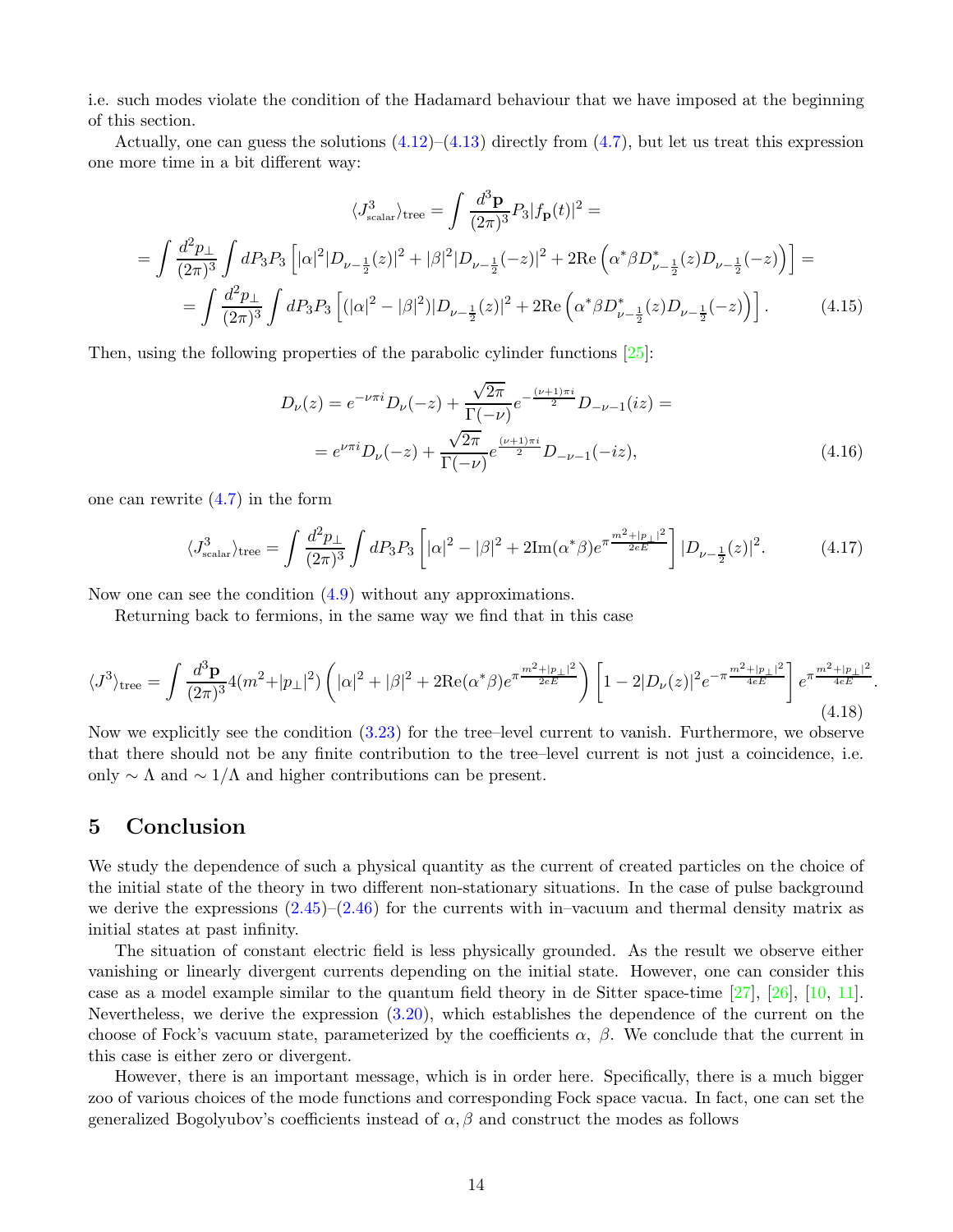i.e. such modes violate the condition of the Hadamard behaviour that we have imposed at the beginning of this section.

Actually, one can guess the solutions (4.12)–(4.13) directly from (4.7), but let us treat this expression one more time in a bit different way:

$$
\begin{aligned}
&\langle J^3_{\text{scalar}}\rangle_{\text{tree}} = \int \frac{d^3\mathbf{p}}{(2\pi)^3} P_3 |f_{\mathbf{p}}(t)|^2 = \\
&= \int \frac{d^2 p_\perp}{(2\pi)^3} \int dP_3 P_3 \left[ |\alpha|^2 |D_{\nu-\frac{1}{2}}(z)|^2 + |\beta|^2 |D_{\nu-\frac{1}{2}}(-z)|^2 + 2\mathrm{Re}\left(\alpha^* \beta D^*_{\nu-\frac{1}{2}}(z) D_{\nu-\frac{1}{2}}(-z)\right)\right] = \\
&= \int \frac{d^2 p_\perp}{(2\pi)^3} \int dP_3 P_3 \left[ (|\alpha|^2 - |\beta|^2) |D_{\nu-\frac{1}{2}}(z)|^2 + 2\mathrm{Re}\left(\alpha^* \beta D^*_{\nu-\frac{1}{2}}(z) D_{\nu-\frac{1}{2}}(-z)\right)\right]. \qquad (4.15)
\end{aligned}
$$

Then, using the following properties of the parabolic cylinder functions [25]:

$$
\begin{aligned}
D_\nu(z) &= e^{-\nu\pi i} D_\nu(-z) + \frac{\sqrt{2\pi}}{\Gamma(-\nu)} e^{-\frac{(\nu+1)\pi i}{2}} D_{-\nu-1}(iz) = \\
&= e^{\nu\pi i} D_\nu(-z) + \frac{\sqrt{2\pi}}{\Gamma(-\nu)} e^{\frac{(\nu+1)\pi i}{2}} D_{-\nu-1}(-iz), \qquad (4.16)
\end{aligned}
$$

one can rewrite (4.7) in the form

$$
\langle J^3_{\text{scalar}}\rangle_{\text{tree}} = \int \frac{d^2 p_\perp}{(2\pi)^3} \int dP_3 P_3 \left[ |\alpha|^2 - |\beta|^2 + 2\mathrm{Im}(\alpha^*\beta) e^{\pi\frac{m^2+|p_\perp|^2}{2eE}} \right] |D_{\nu-\frac{1}{2}}(z)|^2. \qquad (4.17)
$$

Now one can see the condition (4.9) without any approximations.

Returning back to fermions, in the same way we find that in this case

$$
\langle J^3\rangle_{\text{tree}} = \int \frac{d^3\mathbf{p}}{(2\pi)^3} 4(m^2+|p_\perp|^2) \left( |\alpha|^2 + |\beta|^2 + 2\mathrm{Re}(\alpha^*\beta) e^{\pi\frac{m^2+|p_\perp|^2}{2eE}} \right) \left[ 1 - 2|D_\nu(z)|^2 e^{-\pi\frac{m^2+|p_\perp|^2}{4eE}} \right] e^{\pi\frac{m^2+|p_\perp|^2}{4eE}}. \qquad (4.18)
$$

Now we explicitly see the condition (3.23) for the tree–level current to vanish. Furthermore, we observe that there should not be any finite contribution to the tree–level current is not just a coincidence, i.e. only $\sim \Lambda$ and $\sim 1/\Lambda$ and higher contributions can be present.

## 5 Conclusion

We study the dependence of such a physical quantity as the current of created particles on the choice of the initial state of the theory in two different non-stationary situations. In the case of pulse background we derive the expressions (2.45)–(2.46) for the currents with in–vacuum and thermal density matrix as initial states at past infinity.

The situation of constant electric field is less physically grounded. As the result we observe either vanishing or linearly divergent currents depending on the initial state. However, one can consider this case as a model example similar to the quantum field theory in de Sitter space-time [27], [26], [10, 11]. Nevertheless, we derive the expression (3.20), which establishes the dependence of the current on the choose of Fock's vacuum state, parameterized by the coefficients $\alpha$, $\beta$. We conclude that the current in this case is either zero or divergent.

However, there is an important message, which is in order here. Specifically, there is a much bigger zoo of various choices of the mode functions and corresponding Fock space vacua. In fact, one can set the generalized Bogolyubov's coefficients instead of $\alpha, \beta$ and construct the modes as follows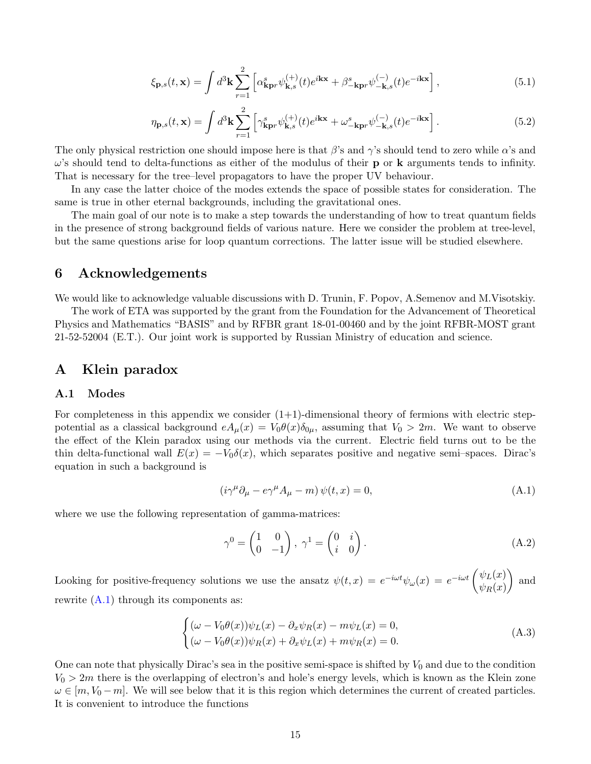$$\xi_{\mathbf{p},s}(t,\mathbf{x}) = \int d^3\mathbf{k} \sum_{r=1}^{2} \left[ \alpha^s_{\mathbf{kp}r} \psi^{(+)}_{\mathbf{k},s}(t) e^{i\mathbf{kx}} + \beta^s_{-\mathbf{kp}r} \psi^{(-)}_{-\mathbf{k},s}(t) e^{-i\mathbf{kx}} \right], \tag{5.1}$$

$$\eta_{\mathbf{p},s}(t,\mathbf{x}) = \int d^3\mathbf{k} \sum_{r=1}^{2} \left[ \gamma^s_{\mathbf{kp}r} \psi^{(+)}_{\mathbf{k},s}(t) e^{i\mathbf{kx}} + \omega^s_{-\mathbf{kp}r} \psi^{(-)}_{-\mathbf{k},s}(t) e^{-i\mathbf{kx}} \right]. \tag{5.2}$$

The only physical restriction one should impose here is that $\beta$'s and $\gamma$'s should tend to zero while $\alpha$'s and $\omega$'s should tend to delta-functions as either of the modulus of their $\mathbf{p}$ or $\mathbf{k}$ arguments tends to infinity. That is necessary for the tree–level propagators to have the proper UV behaviour.

In any case the latter choice of the modes extends the space of possible states for consideration. The same is true in other eternal backgrounds, including the gravitational ones.

The main goal of our note is to make a step towards the understanding of how to treat quantum fields in the presence of strong background fields of various nature. Here we consider the problem at tree-level, but the same questions arise for loop quantum corrections. The latter issue will be studied elsewhere.

# 6 Acknowledgements

We would like to acknowledge valuable discussions with D. Trunin, F. Popov, A.Semenov and M.Visotskiy.

The work of ETA was supported by the grant from the Foundation for the Advancement of Theoretical Physics and Mathematics "BASIS" and by RFBR grant 18-01-00460 and by the joint RFBR-MOST grant 21-52-52004 (E.T.). Our joint work is supported by Russian Ministry of education and science.

# A Klein paradox

## A.1 Modes

For completeness in this appendix we consider (1+1)-dimensional theory of fermions with electric step-potential as a classical background $eA_\mu(x) = V_0\theta(x)\delta_{0\mu}$, assuming that $V_0 > 2m$. We want to observe the effect of the Klein paradox using our methods via the current. Electric field turns out to be the thin delta-functional wall $E(x) = -V_0\delta(x)$, which separates positive and negative semi–spaces. Dirac's equation in such a background is

$$\left( i\gamma^\mu \partial_\mu - e\gamma^\mu A_\mu - m \right) \psi(t,x) = 0, \tag{A.1}$$

where we use the following representation of gamma-matrices:

$$\gamma^0 = \begin{pmatrix} 1 & 0 \\ 0 & -1 \end{pmatrix}, \; \gamma^1 = \begin{pmatrix} 0 & i \\ i & 0 \end{pmatrix}. \tag{A.2}$$

Looking for positive-frequency solutions we use the ansatz $\psi(t,x) = e^{-i\omega t}\psi_\omega(x) = e^{-i\omega t}\begin{pmatrix} \psi_L(x) \\ \psi_R(x) \end{pmatrix}$ and rewrite (A.1) through its components as:

$$\begin{cases} (\omega - V_0\theta(x))\psi_L(x) - \partial_x \psi_R(x) - m\psi_L(x) = 0, \\ (\omega - V_0\theta(x))\psi_R(x) + \partial_x \psi_L(x) + m\psi_R(x) = 0. \end{cases} \tag{A.3}$$

One can note that physically Dirac's sea in the positive semi-space is shifted by $V_0$ and due to the condition $V_0 > 2m$ there is the overlapping of electron's and hole's energy levels, which is known as the Klein zone $\omega \in [m, V_0 - m]$. We will see below that it is this region which determines the current of created particles. It is convenient to introduce the functions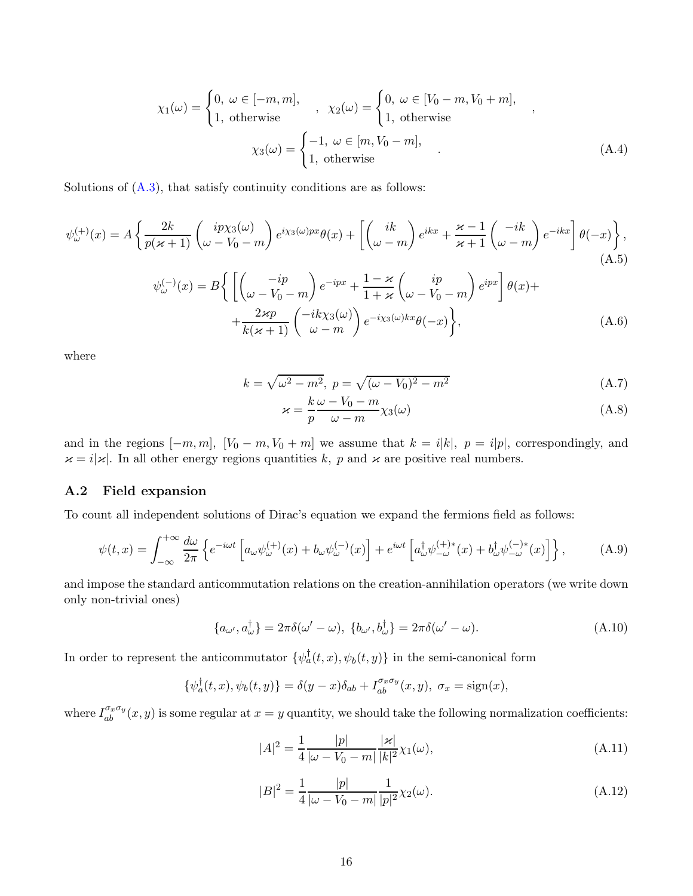$$
\chi_1(\omega) = \begin{cases} 0, \ \omega \in [-m, m], \\ 1, \ \text{otherwise} \end{cases}, \quad \chi_2(\omega) = \begin{cases} 0, \ \omega \in [V_0 - m, V_0 + m], \\ 1, \ \text{otherwise} \end{cases},
$$

$$
\chi_3(\omega) = \begin{cases} -1, \ \omega \in [m, V_0 - m], \\ 1, \ \text{otherwise} \end{cases}. \tag{A.4}
$$

Solutions of (A.3), that satisfy continuity conditions are as follows:

$$
\psi_\omega^{(+)}(x) = A\left\{ \frac{2k}{p(\varkappa+1)} \begin{pmatrix} ip\chi_3(\omega) \\ \omega - V_0 - m \end{pmatrix} e^{i\chi_3(\omega)px}\theta(x) + \left[ \begin{pmatrix} ik \\ \omega - m \end{pmatrix} e^{ikx} + \frac{\varkappa - 1}{\varkappa + 1} \begin{pmatrix} -ik \\ \omega - m \end{pmatrix} e^{-ikx} \right] \theta(-x) \right\}, \tag{A.5}
$$

$$
\psi_\omega^{(-)}(x) = B\Bigg\{ \left[ \begin{pmatrix} -ip \\ \omega - V_0 - m \end{pmatrix} e^{-ipx} + \frac{1-\varkappa}{1+\varkappa} \begin{pmatrix} ip \\ \omega - V_0 - m \end{pmatrix} e^{ipx} \right] \theta(x) +
$$
$$
+ \frac{2\varkappa p}{k(\varkappa+1)} \begin{pmatrix} -ik\chi_3(\omega) \\ \omega - m \end{pmatrix} e^{-i\chi_3(\omega)kx}\theta(-x) \Bigg\}, \tag{A.6}
$$

where

$$
k = \sqrt{\omega^2 - m^2}, \ p = \sqrt{(\omega - V_0)^2 - m^2} \tag{A.7}
$$

$$
\varkappa = \frac{k}{p}\frac{\omega - V_0 - m}{\omega - m}\chi_3(\omega) \tag{A.8}
$$

and in the regions $[-m, m]$, $[V_0 - m, V_0 + m]$ we assume that $k = i|k|$, $p = i|p|$, correspondingly, and $\varkappa = i|\varkappa|$. In all other energy regions quantities $k$, $p$ and $\varkappa$ are positive real numbers.

### A.2 Field expansion

To count all independent solutions of Dirac's equation we expand the fermions field as follows:

$$
\psi(t, x) = \int_{-\infty}^{+\infty} \frac{d\omega}{2\pi} \left\{ e^{-i\omega t} \left[ a_\omega \psi_\omega^{(+)}(x) + b_\omega \psi_\omega^{(-)}(x) \right] + e^{i\omega t} \left[ a_\omega^\dagger \psi_{-\omega}^{(+)*}(x) + b_\omega^\dagger \psi_{-\omega}^{(-)*}(x) \right] \right\}, \tag{A.9}
$$

and impose the standard anticommutation relations on the creation-annihilation operators (we write down only non-trivial ones)

$$
\{a_{\omega'}, a_\omega^\dagger\} = 2\pi\delta(\omega' - \omega), \ \{b_{\omega'}, b_\omega^\dagger\} = 2\pi\delta(\omega' - \omega). \tag{A.10}
$$

In order to represent the anticommutator $\{\psi_a^\dagger(t, x), \psi_b(t, y)\}$ in the semi-canonical form

$$
\{\psi_a^\dagger(t, x), \psi_b(t, y)\} = \delta(y - x)\delta_{ab} + I_{ab}^{\sigma_x \sigma_y}(x, y), \ \sigma_x = \text{sign}(x),
$$

where $I_{ab}^{\sigma_x \sigma_y}(x, y)$ is some regular at $x = y$ quantity, we should take the following normalization coefficients:

$$
|A|^2 = \frac{1}{4} \frac{|p|}{|\omega - V_0 - m|} \frac{|\varkappa|}{|k|^2} \chi_1(\omega), \tag{A.11}
$$

$$
|B|^2 = \frac{1}{4} \frac{|p|}{|\omega - V_0 - m|} \frac{1}{|p|^2} \chi_2(\omega). \tag{A.12}
$$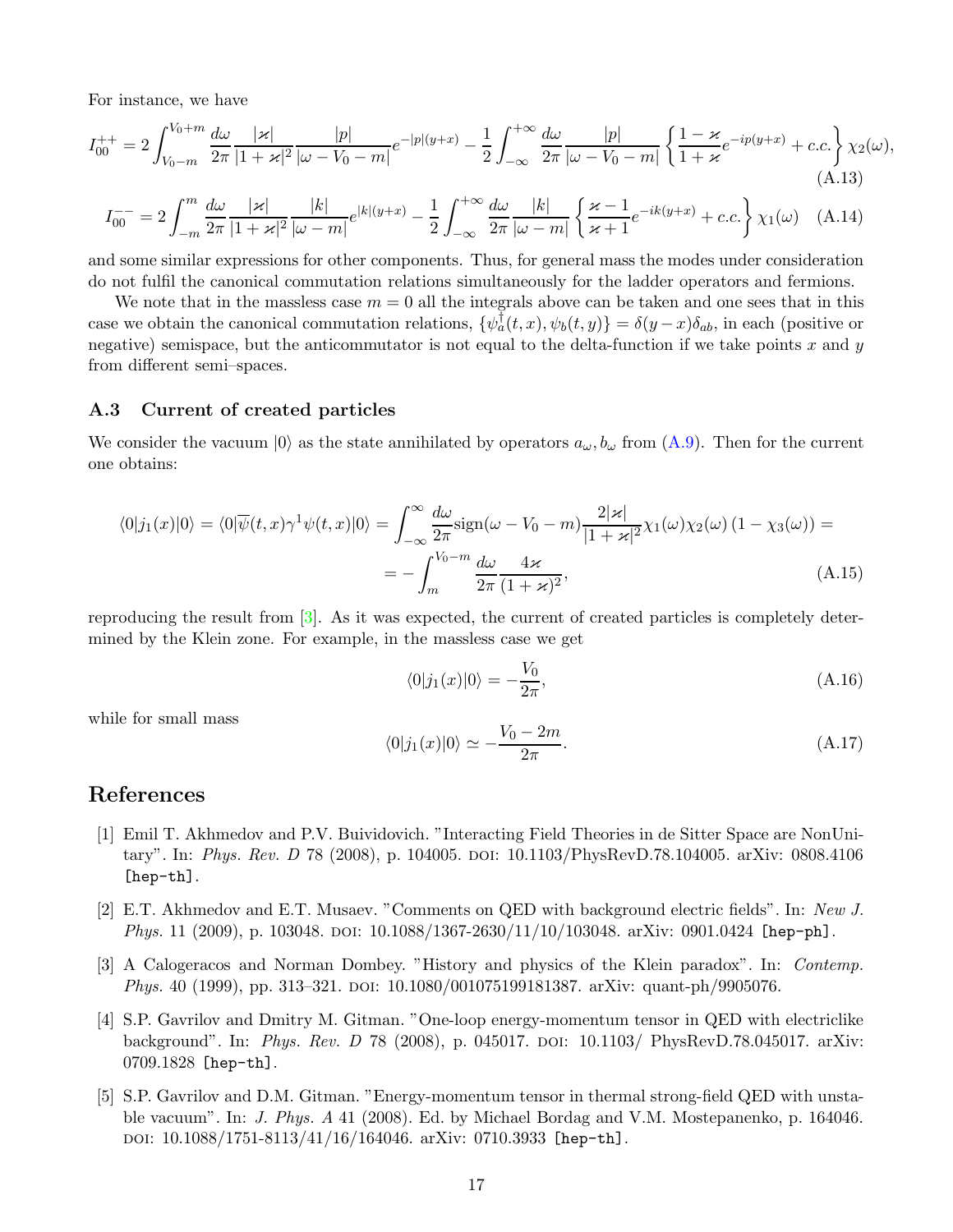For instance, we have

$$I_{00}^{++} = 2\int_{V_0-m}^{V_0+m} \frac{d\omega}{2\pi} \frac{|\varkappa|}{|1+\varkappa|^2} \frac{|p|}{|\omega - V_0 - m|} e^{-|p|(y+x)} - \frac{1}{2}\int_{-\infty}^{+\infty} \frac{d\omega}{2\pi} \frac{|p|}{|\omega - V_0 - m|} \left\{ \frac{1-\varkappa}{1+\varkappa} e^{-ip(y+x)} + c.c. \right\} \chi_2(\omega), \tag{A.13}$$

$$I_{00}^{--} = 2\int_{-m}^{m} \frac{d\omega}{2\pi} \frac{|\varkappa|}{|1+\varkappa|^2} \frac{|k|}{|\omega - m|} e^{|k|(y+x)} - \frac{1}{2}\int_{-\infty}^{+\infty} \frac{d\omega}{2\pi} \frac{|k|}{|\omega - m|} \left\{ \frac{\varkappa - 1}{\varkappa + 1} e^{-ik(y+x)} + c.c. \right\} \chi_1(\omega) \tag{A.14}$$

and some similar expressions for other components. Thus, for general mass the modes under consideration do not fulfil the canonical commutation relations simultaneously for the ladder operators and fermions.

We note that in the massless case $m = 0$ all the integrals above can be taken and one sees that in this case we obtain the canonical commutation relations, $\{\psi_a^\dagger(t,x), \psi_b(t,y)\} = \delta(y-x)\delta_{ab}$, in each (positive or negative) semispace, but the anticommutator is not equal to the delta-function if we take points $x$ and $y$ from different semi–spaces.

### A.3 Current of created particles

We consider the vacuum $|0\rangle$ as the state annihilated by operators $a_\omega, b_\omega$ from (A.9). Then for the current one obtains:

$$\langle 0|j_1(x)|0\rangle = \langle 0|\overline{\psi}(t,x)\gamma^1\psi(t,x)|0\rangle = \int_{-\infty}^{\infty} \frac{d\omega}{2\pi} \text{sign}(\omega - V_0 - m) \frac{2|\varkappa|}{|1+\varkappa|^2} \chi_1(\omega)\chi_2(\omega)\left(1 - \chi_3(\omega)\right) =$$
$$= -\int_{m}^{V_0-m} \frac{d\omega}{2\pi} \frac{4\varkappa}{(1+\varkappa)^2}, \tag{A.15}$$

reproducing the result from [3]. As it was expected, the current of created particles is completely determined by the Klein zone. For example, in the massless case we get

$$\langle 0|j_1(x)|0\rangle = -\frac{V_0}{2\pi}, \tag{A.16}$$

while for small mass

$$\langle 0|j_1(x)|0\rangle \simeq -\frac{V_0 - 2m}{2\pi}. \tag{A.17}$$

# References

[1] Emil T. Akhmedov and P.V. Buividovich. "Interacting Field Theories in de Sitter Space are NonUnitary". In: *Phys. Rev. D* 78 (2008), p. 104005. DOI: 10.1103/PhysRevD.78.104005. arXiv: 0808.4106 [hep-th].

[2] E.T. Akhmedov and E.T. Musaev. "Comments on QED with background electric fields". In: *New J. Phys.* 11 (2009), p. 103048. DOI: 10.1088/1367-2630/11/10/103048. arXiv: 0901.0424 [hep-ph].

[3] A Calogeracos and Norman Dombey. "History and physics of the Klein paradox". In: *Contemp. Phys.* 40 (1999), pp. 313–321. DOI: 10.1080/001075199181387. arXiv: quant-ph/9905076.

[4] S.P. Gavrilov and Dmitry M. Gitman. "One-loop energy-momentum tensor in QED with electriclike background". In: *Phys. Rev. D* 78 (2008), p. 045017. DOI: 10.1103/ PhysRevD.78.045017. arXiv: 0709.1828 [hep-th].

[5] S.P. Gavrilov and D.M. Gitman. "Energy-momentum tensor in thermal strong-field QED with unstable vacuum". In: *J. Phys. A* 41 (2008). Ed. by Michael Bordag and V.M. Mostepanenko, p. 164046. DOI: 10.1088/1751-8113/41/16/164046. arXiv: 0710.3933 [hep-th].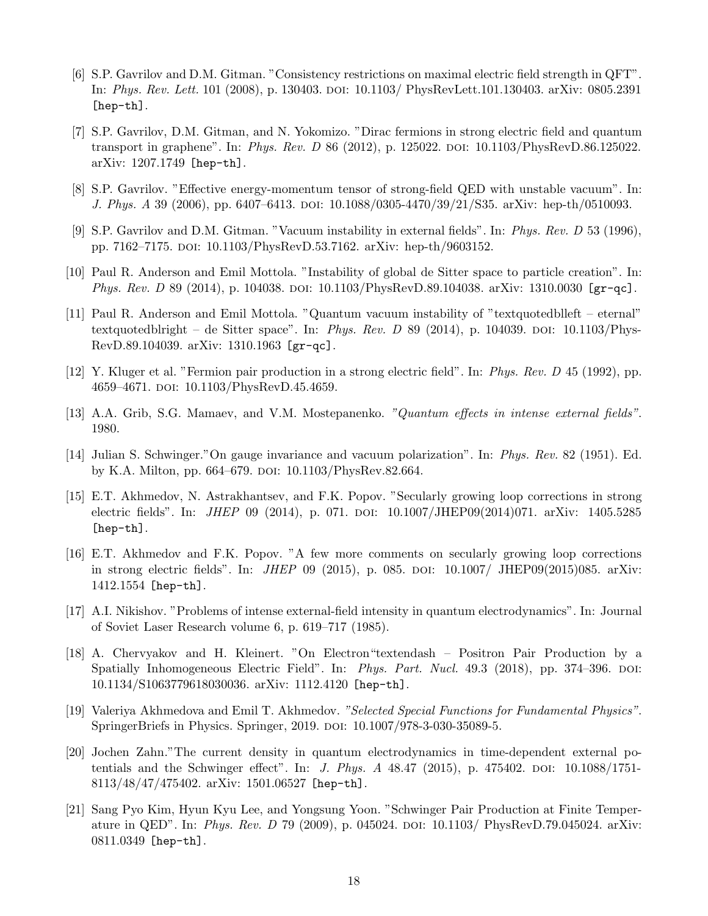[6] S.P. Gavrilov and D.M. Gitman. "Consistency restrictions on maximal electric field strength in QFT". In: *Phys. Rev. Lett.* 101 (2008), p. 130403. DOI: 10.1103/ PhysRevLett.101.130403. arXiv: 0805.2391 [hep-th].

[7] S.P. Gavrilov, D.M. Gitman, and N. Yokomizo. "Dirac fermions in strong electric field and quantum transport in graphene". In: *Phys. Rev. D* 86 (2012), p. 125022. DOI: 10.1103/PhysRevD.86.125022. arXiv: 1207.1749 [hep-th].

[8] S.P. Gavrilov. "Effective energy-momentum tensor of strong-field QED with unstable vacuum". In: *J. Phys. A* 39 (2006), pp. 6407–6413. DOI: 10.1088/0305-4470/39/21/S35. arXiv: hep-th/0510093.

[9] S.P. Gavrilov and D.M. Gitman. "Vacuum instability in external fields". In: *Phys. Rev. D* 53 (1996), pp. 7162–7175. DOI: 10.1103/PhysRevD.53.7162. arXiv: hep-th/9603152.

[10] Paul R. Anderson and Emil Mottola. "Instability of global de Sitter space to particle creation". In: *Phys. Rev. D* 89 (2014), p. 104038. DOI: 10.1103/PhysRevD.89.104038. arXiv: 1310.0030 [gr-qc].

[11] Paul R. Anderson and Emil Mottola. "Quantum vacuum instability of "textquotedblleft – eternal" textquotedblright – de Sitter space". In: *Phys. Rev. D* 89 (2014), p. 104039. DOI: 10.1103/PhysRevD.89.104039. arXiv: 1310.1963 [gr-qc].

[12] Y. Kluger et al. "Fermion pair production in a strong electric field". In: *Phys. Rev. D* 45 (1992), pp. 4659–4671. DOI: 10.1103/PhysRevD.45.4659.

[13] A.A. Grib, S.G. Mamaev, and V.M. Mostepanenko. *"Quantum effects in intense external fields"*. 1980.

[14] Julian S. Schwinger."On gauge invariance and vacuum polarization". In: *Phys. Rev.* 82 (1951). Ed. by K.A. Milton, pp. 664–679. DOI: 10.1103/PhysRev.82.664.

[15] E.T. Akhmedov, N. Astrakhantsev, and F.K. Popov. "Secularly growing loop corrections in strong electric fields". In: *JHEP* 09 (2014), p. 071. DOI: 10.1007/JHEP09(2014)071. arXiv: 1405.5285 [hep-th].

[16] E.T. Akhmedov and F.K. Popov. "A few more comments on secularly growing loop corrections in strong electric fields". In: *JHEP* 09 (2015), p. 085. DOI: 10.1007/ JHEP09(2015)085. arXiv: 1412.1554 [hep-th].

[17] A.I. Nikishov. "Problems of intense external-field intensity in quantum electrodynamics". In: Journal of Soviet Laser Research volume 6, p. 619–717 (1985).

[18] A. Chervyakov and H. Kleinert. "On Electron"textendash – Positron Pair Production by a Spatially Inhomogeneous Electric Field". In: *Phys. Part. Nucl.* 49.3 (2018), pp. 374–396. DOI: 10.1134/S1063779618030036. arXiv: 1112.4120 [hep-th].

[19] Valeriya Akhmedova and Emil T. Akhmedov. *"Selected Special Functions for Fundamental Physics"*. SpringerBriefs in Physics. Springer, 2019. DOI: 10.1007/978-3-030-35089-5.

[20] Jochen Zahn."The current density in quantum electrodynamics in time-dependent external potentials and the Schwinger effect". In: *J. Phys. A* 48.47 (2015), p. 475402. DOI: 10.1088/1751-8113/48/47/475402. arXiv: 1501.06527 [hep-th].

[21] Sang Pyo Kim, Hyun Kyu Lee, and Yongsung Yoon. "Schwinger Pair Production at Finite Temperature in QED". In: *Phys. Rev. D* 79 (2009), p. 045024. DOI: 10.1103/ PhysRevD.79.045024. arXiv: 0811.0349 [hep-th].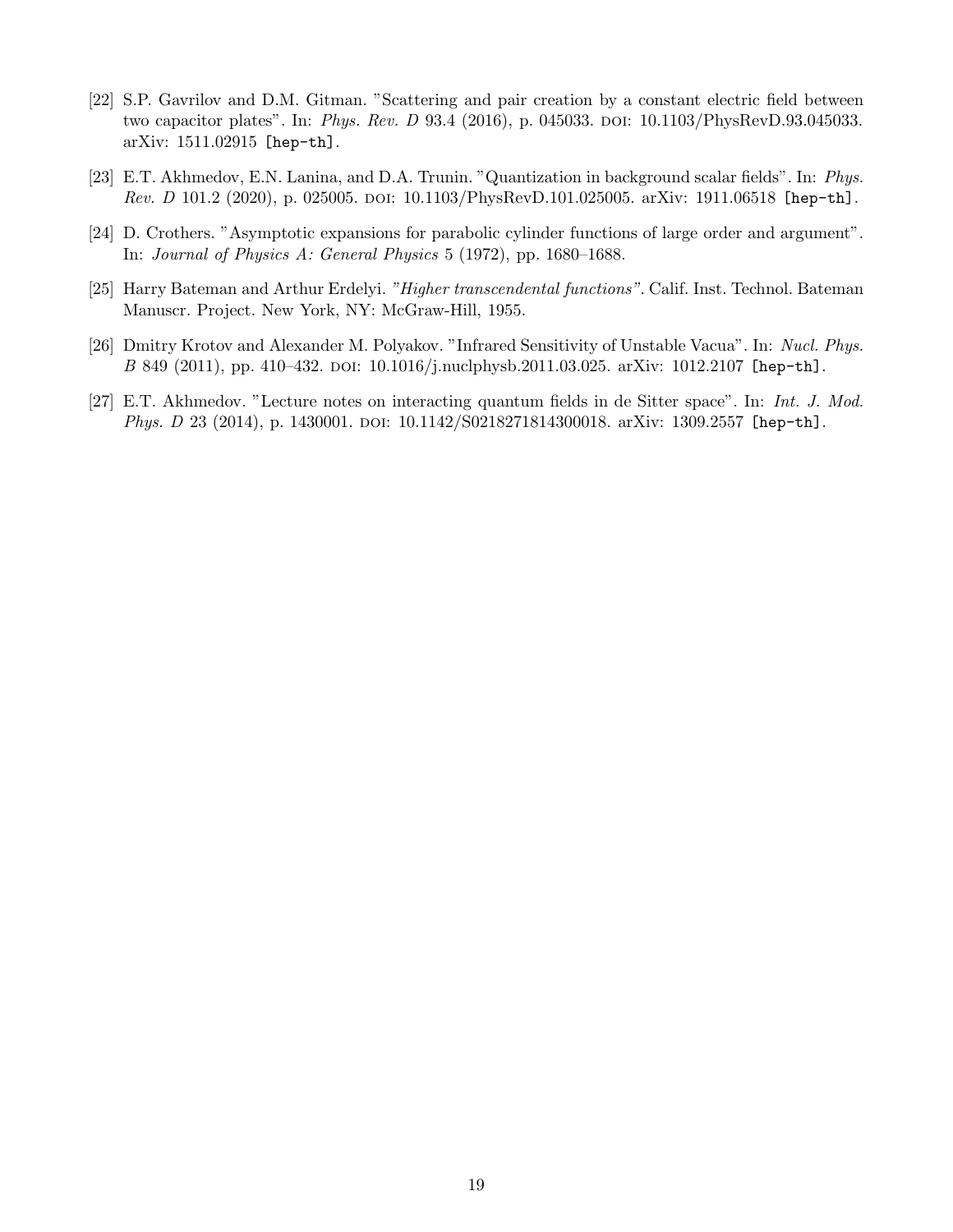[22] S.P. Gavrilov and D.M. Gitman. "Scattering and pair creation by a constant electric field between two capacitor plates". In: *Phys. Rev. D* 93.4 (2016), p. 045033. DOI: 10.1103/PhysRevD.93.045033. arXiv: 1511.02915 [hep-th].

[23] E.T. Akhmedov, E.N. Lanina, and D.A. Trunin. "Quantization in background scalar fields". In: *Phys. Rev. D* 101.2 (2020), p. 025005. DOI: 10.1103/PhysRevD.101.025005. arXiv: 1911.06518 [hep-th].

[24] D. Crothers. "Asymptotic expansions for parabolic cylinder functions of large order and argument". In: *Journal of Physics A: General Physics* 5 (1972), pp. 1680–1688.

[25] Harry Bateman and Arthur Erdelyi. *"Higher transcendental functions"*. Calif. Inst. Technol. Bateman Manuscr. Project. New York, NY: McGraw-Hill, 1955.

[26] Dmitry Krotov and Alexander M. Polyakov. "Infrared Sensitivity of Unstable Vacua". In: *Nucl. Phys. B* 849 (2011), pp. 410–432. DOI: 10.1016/j.nuclphysb.2011.03.025. arXiv: 1012.2107 [hep-th].

[27] E.T. Akhmedov. "Lecture notes on interacting quantum fields in de Sitter space". In: *Int. J. Mod. Phys. D* 23 (2014), p. 1430001. DOI: 10.1142/S0218271814300018. arXiv: 1309.2557 [hep-th].